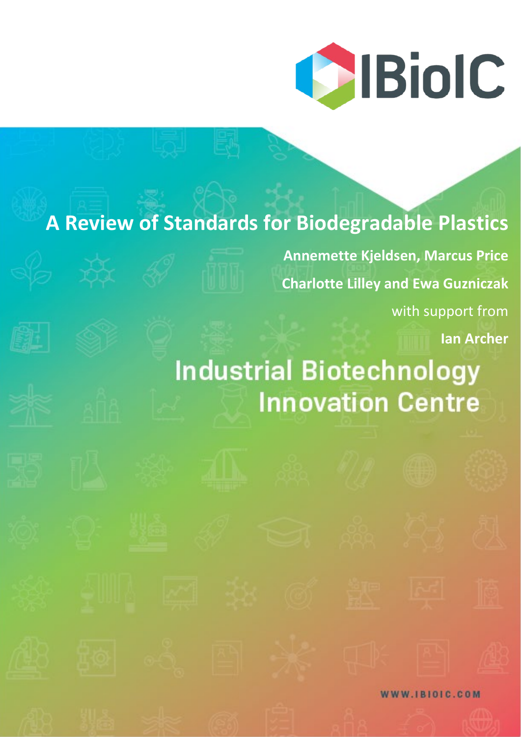IBioIC

# A Review of Standards for Biodegradable Plastics

**Annemette Kjeldsen, Marcus Price**

**Charlotte Lilley and Ewa Guzniczak**

with support from

**Ian Archer**

## Industrial Biotechnology Innovation Centre

WWW.IBIOIC.COM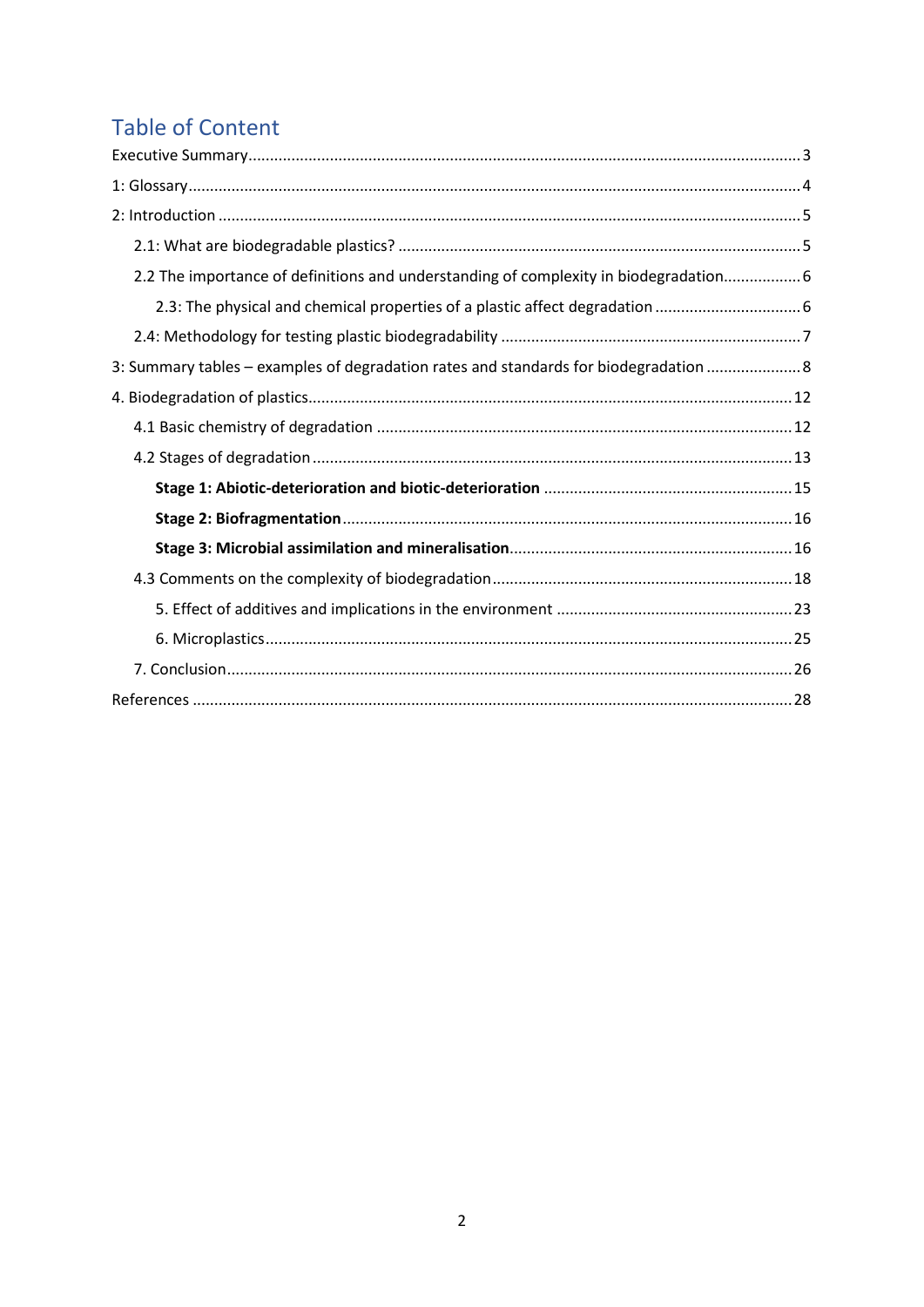## Table of Content

Executive Summary ..... 3

1: Glossary ..... 4

2: Introduction ..... 5

- 2.1: What are biodegradable plastics? ..... 5
- 2.2 The importance of definitions and understanding of complexity in biodegradation ..... 6
  - 2.3: The physical and chemical properties of a plastic affect degradation ..... 6
- 2.4: Methodology for testing plastic biodegradability ..... 7

3: Summary tables – examples of degradation rates and standards for biodegradation ..... 8

4. Biodegradation of plastics ..... 12

- 4.1 Basic chemistry of degradation ..... 12
- 4.2 Stages of degradation ..... 13
  - **Stage 1: Abiotic-deterioration and biotic-deterioration** ..... 15
  - **Stage 2: Biofragmentation** ..... 16
  - **Stage 3: Microbial assimilation and mineralisation** ..... 16
- 4.3 Comments on the complexity of biodegradation ..... 18
  - 5. Effect of additives and implications in the environment ..... 23
  - 6. Microplastics ..... 25
- 7. Conclusion ..... 26

References ..... 28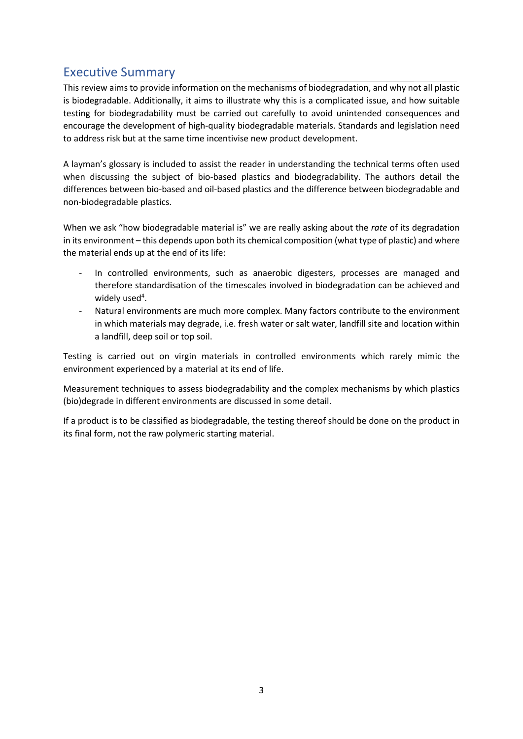## Executive Summary

This review aims to provide information on the mechanisms of biodegradation, and why not all plastic is biodegradable. Additionally, it aims to illustrate why this is a complicated issue, and how suitable testing for biodegradability must be carried out carefully to avoid unintended consequences and encourage the development of high-quality biodegradable materials. Standards and legislation need to address risk but at the same time incentivise new product development.

A layman's glossary is included to assist the reader in understanding the technical terms often used when discussing the subject of bio-based plastics and biodegradability. The authors detail the differences between bio-based and oil-based plastics and the difference between biodegradable and non-biodegradable plastics.

When we ask "how biodegradable material is" we are really asking about the *rate* of its degradation in its environment – this depends upon both its chemical composition (what type of plastic) and where the material ends up at the end of its life:

- In controlled environments, such as anaerobic digesters, processes are managed and therefore standardisation of the timescales involved in biodegradation can be achieved and widely used[4].
- Natural environments are much more complex. Many factors contribute to the environment in which materials may degrade, i.e. fresh water or salt water, landfill site and location within a landfill, deep soil or top soil.

Testing is carried out on virgin materials in controlled environments which rarely mimic the environment experienced by a material at its end of life.

Measurement techniques to assess biodegradability and the complex mechanisms by which plastics (bio)degrade in different environments are discussed in some detail.

If a product is to be classified as biodegradable, the testing thereof should be done on the product in its final form, not the raw polymeric starting material.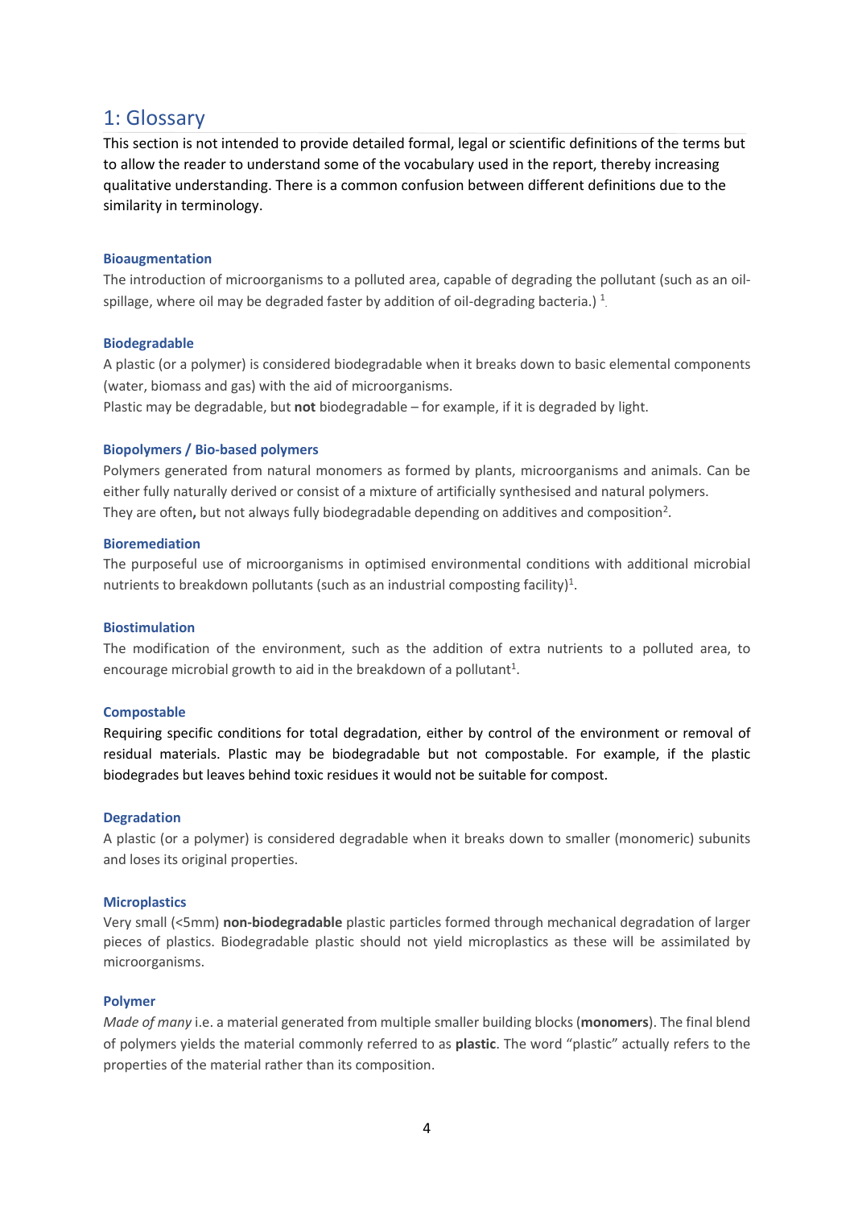## 1: Glossary

This section is not intended to provide detailed formal, legal or scientific definitions of the terms but to allow the reader to understand some of the vocabulary used in the report, thereby increasing qualitative understanding. There is a common confusion between different definitions due to the similarity in terminology.

### Bioaugmentation

The introduction of microorganisms to a polluted area, capable of degrading the pollutant (such as an oil-spillage, where oil may be degraded faster by addition of oil-degrading bacteria.) [1].

### Biodegradable

A plastic (or a polymer) is considered biodegradable when it breaks down to basic elemental components (water, biomass and gas) with the aid of microorganisms.

Plastic may be degradable, but **not** biodegradable – for example, if it is degraded by light.

### Biopolymers / Bio-based polymers

Polymers generated from natural monomers as formed by plants, microorganisms and animals. Can be either fully naturally derived or consist of a mixture of artificially synthesised and natural polymers.

They are often**,** but not always fully biodegradable depending on additives and composition[2].

### Bioremediation

The purposeful use of microorganisms in optimised environmental conditions with additional microbial nutrients to breakdown pollutants (such as an industrial composting facility)[1].

### Biostimulation

The modification of the environment, such as the addition of extra nutrients to a polluted area, to encourage microbial growth to aid in the breakdown of a pollutant[1].

### Compostable

Requiring specific conditions for total degradation, either by control of the environment or removal of residual materials. Plastic may be biodegradable but not compostable. For example, if the plastic biodegrades but leaves behind toxic residues it would not be suitable for compost.

### Degradation

A plastic (or a polymer) is considered degradable when it breaks down to smaller (monomeric) subunits and loses its original properties.

### Microplastics

Very small (<5mm) **non-biodegradable** plastic particles formed through mechanical degradation of larger pieces of plastics. Biodegradable plastic should not yield microplastics as these will be assimilated by microorganisms.

### Polymer

*Made of many* i.e. a material generated from multiple smaller building blocks (**monomers**). The final blend of polymers yields the material commonly referred to as **plastic**. The word "plastic" actually refers to the properties of the material rather than its composition.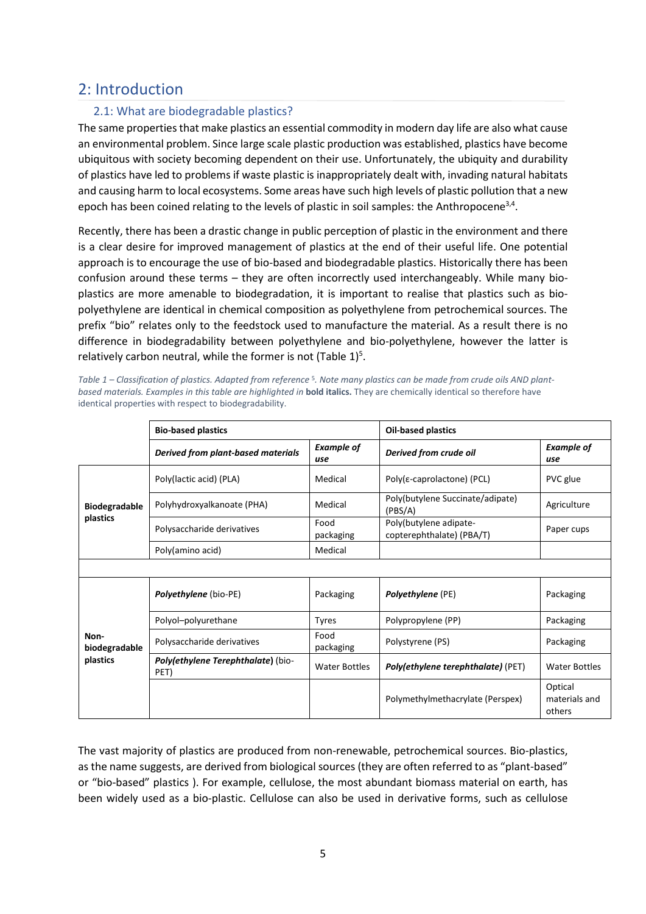## 2: Introduction

### 2.1: What are biodegradable plastics?

The same properties that make plastics an essential commodity in modern day life are also what cause an environmental problem. Since large scale plastic production was established, plastics have become ubiquitous with society becoming dependent on their use. Unfortunately, the ubiquity and durability of plastics have led to problems if waste plastic is inappropriately dealt with, invading natural habitats and causing harm to local ecosystems. Some areas have such high levels of plastic pollution that a new epoch has been coined relating to the levels of plastic in soil samples: the Anthropocene[3,4].

Recently, there has been a drastic change in public perception of plastic in the environment and there is a clear desire for improved management of plastics at the end of their useful life. One potential approach is to encourage the use of bio-based and biodegradable plastics. Historically there has been confusion around these terms – they are often incorrectly used interchangeably. While many bio-plastics are more amenable to biodegradation, it is important to realise that plastics such as bio-polyethylene are identical in chemical composition as polyethylene from petrochemical sources. The prefix "bio" relates only to the feedstock used to manufacture the material. As a result there is no difference in biodegradability between polyethylene and bio-polyethylene, however the latter is relatively carbon neutral, while the former is not (Table 1)[5].

*Table 1 – Classification of plastics. Adapted from reference [5]. Note many plastics can be made from crude oils AND plant-based materials. Examples in this table are highlighted in* ***bold italics.*** They are chemically identical so therefore have identical properties with respect to biodegradability.

| | **Bio-based plastics** | | **Oil-based plastics** | |
|---|---|---|---|---|
| | ***Derived from plant-based materials*** | ***Example of use*** | ***Derived from crude oil*** | ***Example of use*** |
| **Biodegradable plastics** | Poly(lactic acid) (PLA) | Medical | Poly(ε-caprolactone) (PCL) | PVC glue |
| | Polyhydroxyalkanoate (PHA) | Medical | Poly(butylene Succinate/adipate) (PBS/A) | Agriculture |
| | Polysaccharide derivatives | Food packaging | Poly(butylene adipate-copterephthalate) (PBA/T) | Paper cups |
| | Poly(amino acid) | Medical | | |
| | | | | |
| **Non-biodegradable plastics** | ***Polyethylene*** (bio-PE) | Packaging | ***Polyethylene*** (PE) | Packaging |
| | Polyol–polyurethane | Tyres | Polypropylene (PP) | Packaging |
| | Polysaccharide derivatives | Food packaging | Polystyrene (PS) | Packaging |
| | ***Poly(ethylene Terephthalate)*** (bio-PET) | Water Bottles | ***Poly(ethylene terephthalate)*** (PET) | Water Bottles |
| | | | Polymethylmethacrylate (Perspex) | Optical materials and others |

The vast majority of plastics are produced from non-renewable, petrochemical sources. Bio-plastics, as the name suggests, are derived from biological sources (they are often referred to as "plant-based" or "bio-based" plastics ). For example, cellulose, the most abundant biomass material on earth, has been widely used as a bio-plastic. Cellulose can also be used in derivative forms, such as cellulose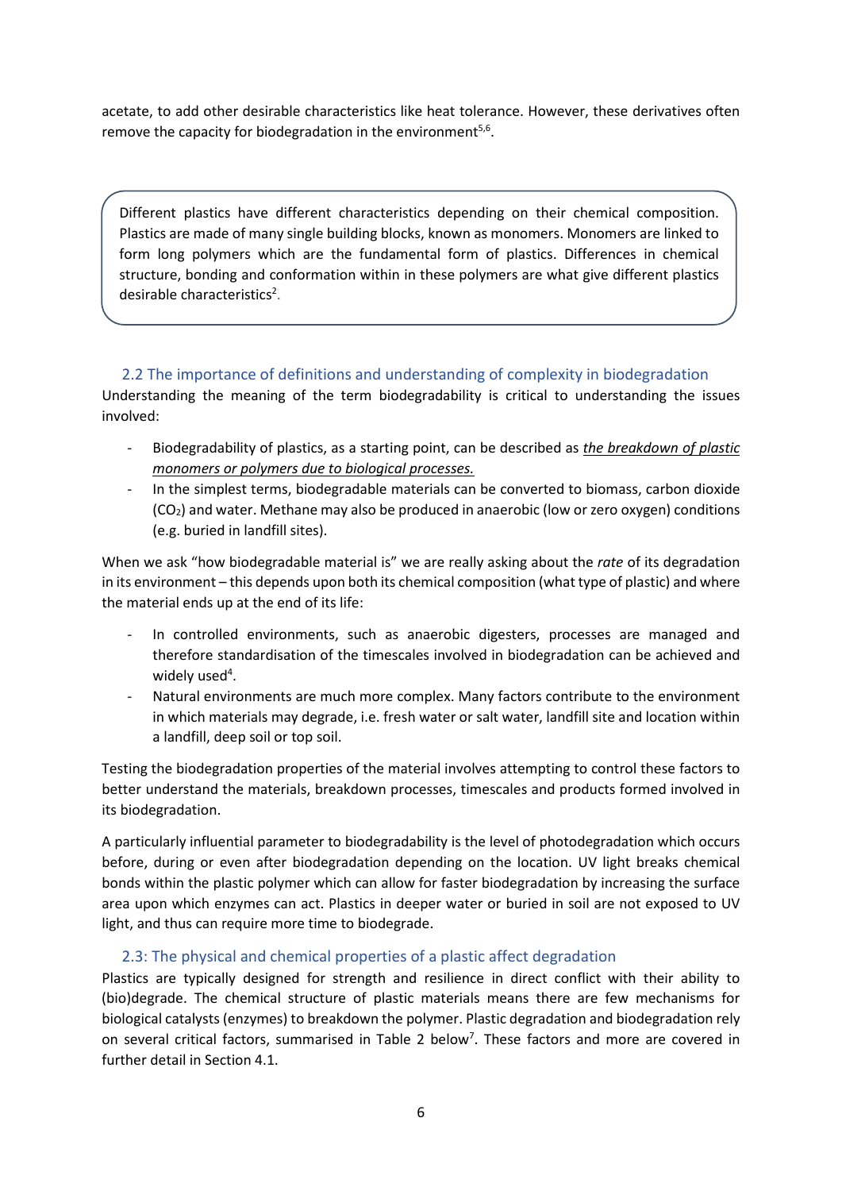acetate, to add other desirable characteristics like heat tolerance. However, these derivatives often remove the capacity for biodegradation in the environment[5,6].

> Different plastics have different characteristics depending on their chemical composition. Plastics are made of many single building blocks, known as monomers. Monomers are linked to form long polymers which are the fundamental form of plastics. Differences in chemical structure, bonding and conformation within in these polymers are what give different plastics desirable characteristics[2].

## 2.2 The importance of definitions and understanding of complexity in biodegradation

Understanding the meaning of the term biodegradability is critical to understanding the issues involved:

- Biodegradability of plastics, as a starting point, can be described as *the breakdown of plastic monomers or polymers due to biological processes.*
- In the simplest terms, biodegradable materials can be converted to biomass, carbon dioxide ($CO_2$) and water. Methane may also be produced in anaerobic (low or zero oxygen) conditions (e.g. buried in landfill sites).

When we ask "how biodegradable material is" we are really asking about the *rate* of its degradation in its environment – this depends upon both its chemical composition (what type of plastic) and where the material ends up at the end of its life:

- In controlled environments, such as anaerobic digesters, processes are managed and therefore standardisation of the timescales involved in biodegradation can be achieved and widely used[4].
- Natural environments are much more complex. Many factors contribute to the environment in which materials may degrade, i.e. fresh water or salt water, landfill site and location within a landfill, deep soil or top soil.

Testing the biodegradation properties of the material involves attempting to control these factors to better understand the materials, breakdown processes, timescales and products formed involved in its biodegradation.

A particularly influential parameter to biodegradability is the level of photodegradation which occurs before, during or even after biodegradation depending on the location. UV light breaks chemical bonds within the plastic polymer which can allow for faster biodegradation by increasing the surface area upon which enzymes can act. Plastics in deeper water or buried in soil are not exposed to UV light, and thus can require more time to biodegrade.

## 2.3: The physical and chemical properties of a plastic affect degradation

Plastics are typically designed for strength and resilience in direct conflict with their ability to (bio)degrade. The chemical structure of plastic materials means there are few mechanisms for biological catalysts (enzymes) to breakdown the polymer. Plastic degradation and biodegradation rely on several critical factors, summarised in Table 2 below[7]. These factors and more are covered in further detail in Section 4.1.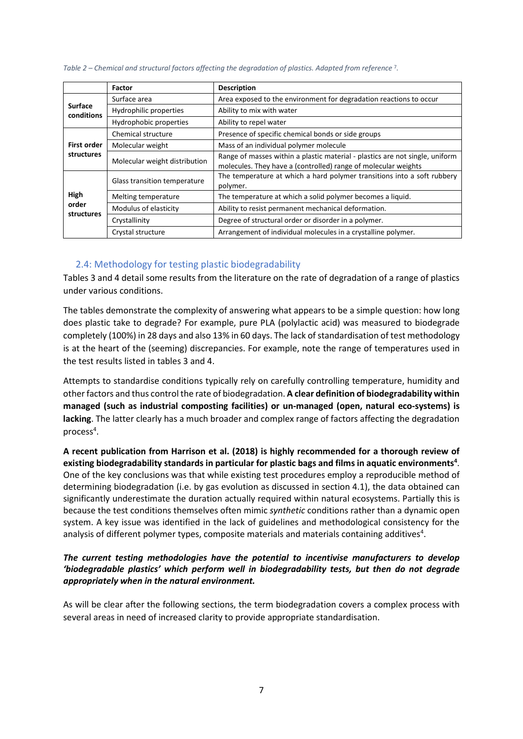*Table 2 – Chemical and structural factors affecting the degradation of plastics. Adapted from reference [7].*

| | Factor | Description |
|---|---|---|
| **Surface conditions** | Surface area | Area exposed to the environment for degradation reactions to occur |
| | Hydrophilic properties | Ability to mix with water |
| | Hydrophobic properties | Ability to repel water |
| **First order structures** | Chemical structure | Presence of specific chemical bonds or side groups |
| | Molecular weight | Mass of an individual polymer molecule |
| | Molecular weight distribution | Range of masses within a plastic material - plastics are not single, uniform molecules. They have a (controlled) range of molecular weights |
| **High order structures** | Glass transition temperature | The temperature at which a hard polymer transitions into a soft rubbery polymer. |
| | Melting temperature | The temperature at which a solid polymer becomes a liquid. |
| | Modulus of elasticity | Ability to resist permanent mechanical deformation. |
| | Crystallinity | Degree of structural order or disorder in a polymer. |
| | Crystal structure | Arrangement of individual molecules in a crystalline polymer. |

## 2.4: Methodology for testing plastic biodegradability

Tables 3 and 4 detail some results from the literature on the rate of degradation of a range of plastics under various conditions.

The tables demonstrate the complexity of answering what appears to be a simple question: how long does plastic take to degrade? For example, pure PLA (polylactic acid) was measured to biodegrade completely (100%) in 28 days and also 13% in 60 days. The lack of standardisation of test methodology is at the heart of the (seeming) discrepancies. For example, note the range of temperatures used in the test results listed in tables 3 and 4.

Attempts to standardise conditions typically rely on carefully controlling temperature, humidity and other factors and thus control the rate of biodegradation. **A clear definition of biodegradability within managed (such as industrial composting facilities) or un-managed (open, natural eco-systems) is lacking**. The latter clearly has a much broader and complex range of factors affecting the degradation process[4].

**A recent publication from Harrison et al. (2018) is highly recommended for a thorough review of existing biodegradability standards in particular for plastic bags and films in aquatic environments[4]**. One of the key conclusions was that while existing test procedures employ a reproducible method of determining biodegradation (i.e. by gas evolution as discussed in section 4.1), the data obtained can significantly underestimate the duration actually required within natural ecosystems. Partially this is because the test conditions themselves often mimic *synthetic* conditions rather than a dynamic open system. A key issue was identified in the lack of guidelines and methodological consistency for the analysis of different polymer types, composite materials and materials containing additives[4].

***The current testing methodologies have the potential to incentivise manufacturers to develop 'biodegradable plastics' which perform well in biodegradability tests, but then do not degrade appropriately when in the natural environment.***

As will be clear after the following sections, the term biodegradation covers a complex process with several areas in need of increased clarity to provide appropriate standardisation.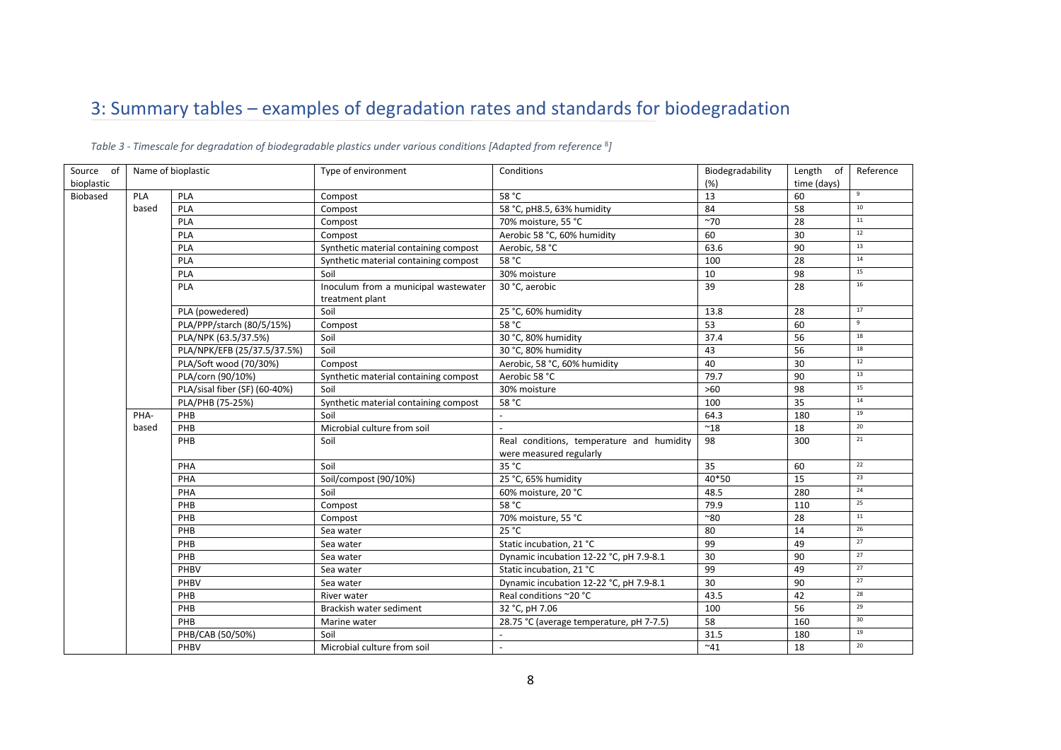# 3: Summary tables – examples of degradation rates and standards for biodegradation

*Table 3 - Timescale for degradation of biodegradable plastics under various conditions [Adapted from reference [8]]*

| Source of bioplastic | Name of bioplastic | | Type of environment | Conditions | Biodegradability (%) | Length of time (days) | Reference |
|---|---|---|---|---|---|---|---|
| Biobased | PLA based | PLA | Compost | 58 °C | 13 | 60 | 9 |
| | | PLA | Compost | 58 °C, pH8.5, 63% humidity | 84 | 58 | 10 |
| | | PLA | Compost | 70% moisture, 55 °C | ~70 | 28 | 11 |
| | | PLA | Compost | Aerobic 58 °C, 60% humidity | 60 | 30 | 12 |
| | | PLA | Synthetic material containing compost | Aerobic, 58 °C | 63.6 | 90 | 13 |
| | | PLA | Synthetic material containing compost | 58 °C | 100 | 28 | 14 |
| | | PLA | Soil | 30% moisture | 10 | 98 | 15 |
| | | PLA | Inoculum from a municipal wastewater treatment plant | 30 °C, aerobic | 39 | 28 | 16 |
| | | PLA (powedered) | Soil | 25 °C, 60% humidity | 13.8 | 28 | 17 |
| | | PLA/PPP/starch (80/5/15%) | Compost | 58 °C | 53 | 60 | 9 |
| | | PLA/NPK (63.5/37.5%) | Soil | 30 °C, 80% humidity | 37.4 | 56 | 18 |
| | | PLA/NPK/EFB (25/37.5/37.5%) | Soil | 30 °C, 80% humidity | 43 | 56 | 18 |
| | | PLA/Soft wood (70/30%) | Compost | Aerobic, 58 °C, 60% humidity | 40 | 30 | 12 |
| | | PLA/corn (90/10%) | Synthetic material containing compost | Aerobic 58 °C | 79.7 | 90 | 13 |
| | | PLA/sisal fiber (SF) (60-40%) | Soil | 30% moisture | >60 | 98 | 15 |
| | | PLA/PHB (75-25%) | Synthetic material containing compost | 58 °C | 100 | 35 | 14 |
| | PHA-based | PHB | Soil | - | 64.3 | 180 | 19 |
| | | PHB | Microbial culture from soil | - | ~18 | 18 | 20 |
| | | PHB | Soil | Real conditions, temperature and humidity were measured regularly | 98 | 300 | 21 |
| | | PHA | Soil | 35 °C | 35 | 60 | 22 |
| | | PHA | Soil/compost (90/10%) | 25 °C, 65% humidity | 40*50 | 15 | 23 |
| | | PHA | Soil | 60% moisture, 20 °C | 48.5 | 280 | 24 |
| | | PHB | Compost | 58 °C | 79.9 | 110 | 25 |
| | | PHB | Compost | 70% moisture, 55 °C | ~80 | 28 | 11 |
| | | PHB | Sea water | 25 °C | 80 | 14 | 26 |
| | | PHB | Sea water | Static incubation, 21 °C | 99 | 49 | 27 |
| | | PHB | Sea water | Dynamic incubation 12-22 °C, pH 7.9-8.1 | 30 | 90 | 27 |
| | | PHBV | Sea water | Static incubation, 21 °C | 99 | 49 | 27 |
| | | PHBV | Sea water | Dynamic incubation 12-22 °C, pH 7.9-8.1 | 30 | 90 | 27 |
| | | PHB | River water | Real conditions ~20 °C | 43.5 | 42 | 28 |
| | | PHB | Brackish water sediment | 32 °C, pH 7.06 | 100 | 56 | 29 |
| | | PHB | Marine water | 28.75 °C (average temperature, pH 7-7.5) | 58 | 160 | 30 |
| | | PHB/CAB (50/50%) | Soil | - | 31.5 | 180 | 19 |
| | | PHBV | Microbial culture from soil | - | ~41 | 18 | 20 |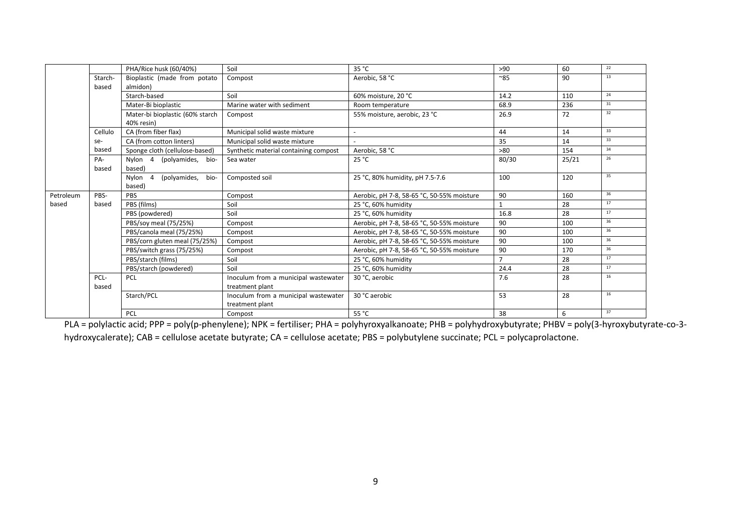| | | PHA/Rice husk (60/40%) | Soil | 35 °C | >90 | 60 | 22 |
|---|---|---|---|---|---|---|---|
| | Starch-based | Bioplastic (made from potato almidon) | Compost | Aerobic, 58 °C | ~85 | 90 | 13 |
| | | Starch-based | Soil | 60% moisture, 20 °C | 14.2 | 110 | 24 |
| | | Mater-Bi bioplastic | Marine water with sediment | Room temperature | 68.9 | 236 | 31 |
| | | Mater-bi bioplastic (60% starch 40% resin) | Compost | 55% moisture, aerobic, 23 °C | 26.9 | 72 | 32 |
| | Cellulose-based | CA (from fiber flax) | Municipal solid waste mixture | - | 44 | 14 | 33 |
| | | CA (from cotton linters) | Municipal solid waste mixture | - | 35 | 14 | 33 |
| | | Sponge cloth (cellulose-based) | Synthetic material containing compost | Aerobic, 58 °C | >80 | 154 | 34 |
| | PA-based | Nylon 4 (polyamides, bio-based) | Sea water | 25 °C | 80/30 | 25/21 | 26 |
| | | Nylon 4 (polyamides, bio-based) | Composted soil | 25 °C, 80% humidity, pH 7.5-7.6 | 100 | 120 | 35 |
| Petroleum based | PBS-based | PBS | Compost | Aerobic, pH 7-8, 58-65 °C, 50-55% moisture | 90 | 160 | 36 |
| | | PBS (films) | Soil | 25 °C, 60% humidity | 1 | 28 | 17 |
| | | PBS (powdered) | Soil | 25 °C, 60% humidity | 16.8 | 28 | 17 |
| | | PBS/soy meal (75/25%) | Compost | Aerobic, pH 7-8, 58-65 °C, 50-55% moisture | 90 | 100 | 36 |
| | | PBS/canola meal (75/25%) | Compost | Aerobic, pH 7-8, 58-65 °C, 50-55% moisture | 90 | 100 | 36 |
| | | PBS/corn gluten meal (75/25%) | Compost | Aerobic, pH 7-8, 58-65 °C, 50-55% moisture | 90 | 100 | 36 |
| | | PBS/switch grass (75/25%) | Compost | Aerobic, pH 7-8, 58-65 °C, 50-55% moisture | 90 | 170 | 36 |
| | | PBS/starch (films) | Soil | 25 °C, 60% humidity | 7 | 28 | 17 |
| | | PBS/starch (powdered) | Soil | 25 °C, 60% humidity | 24.4 | 28 | 17 |
| | PCL-based | PCL | Inoculum from a municipal wastewater treatment plant | 30 °C, aerobic | 7.6 | 28 | 16 |
| | | Starch/PCL | Inoculum from a municipal wastewater treatment plant | 30 °C aerobic | 53 | 28 | 16 |
| | | PCL | Compost | 55 °C | 38 | 6 | 37 |

PLA = polylactic acid; PPP = poly(p-phenylene); NPK = fertiliser; PHA = polyhyroxyalkanoate; PHB = polyhydroxybutyrate; PHBV = poly(3-hyroxybutyrate-co-3-hydroxycalerate); CAB = cellulose acetate butyrate; CA = cellulose acetate; PBS = polybutylene succinate; PCL = polycaprolactone.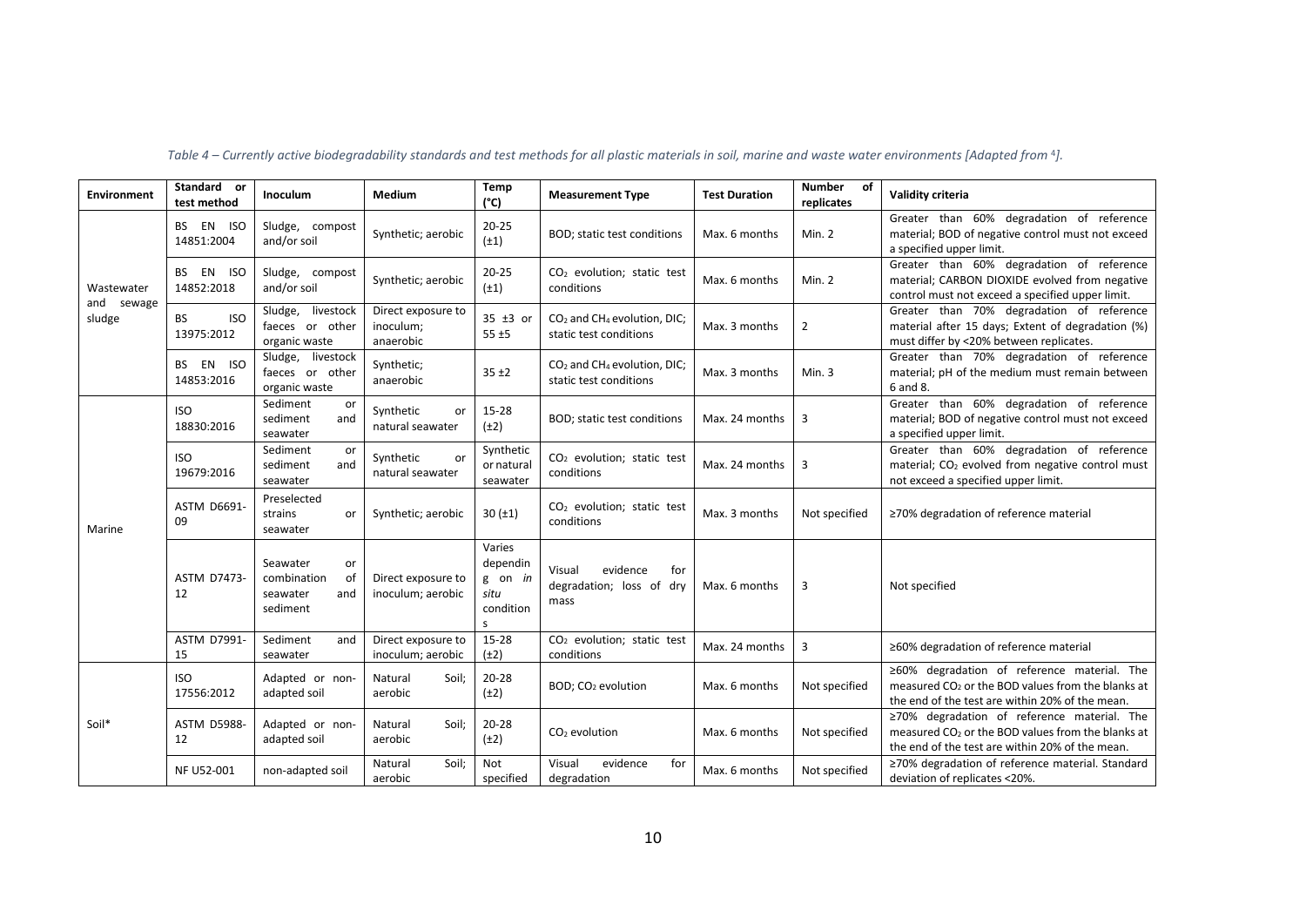*Table 4 – Currently active biodegradability standards and test methods for all plastic materials in soil, marine and waste water environments [Adapted from [4]].*

| Environment | Standard or test method | Inoculum | Medium | Temp (°C) | Measurement Type | Test Duration | Number of replicates | Validity criteria |
|---|---|---|---|---|---|---|---|---|
| Wastewater and sewage sludge | BS EN ISO 14851:2004 | Sludge, compost and/or soil | Synthetic; aerobic | 20-25 (±1) | BOD; static test conditions | Max. 6 months | Min. 2 | Greater than 60% degradation of reference material; BOD of negative control must not exceed a specified upper limit. |
| | BS EN ISO 14852:2018 | Sludge, compost and/or soil | Synthetic; aerobic | 20-25 (±1) | $CO_2$ evolution; static test conditions | Max. 6 months | Min. 2 | Greater than 60% degradation of reference material; CARBON DIOXIDE evolved from negative control must not exceed a specified upper limit. |
| | BS ISO 13975:2012 | Sludge, livestock faeces or other organic waste | Direct exposure to inoculum; anaerobic | 35 ±3 or 55 ±5 | $CO_2$ and $CH_4$ evolution, DIC; static test conditions | Max. 3 months | 2 | Greater than 70% degradation of reference material after 15 days; Extent of degradation (%) must differ by <20% between replicates. |
| | BS EN ISO 14853:2016 | Sludge, livestock faeces or other organic waste | Synthetic; anaerobic | 35 ±2 | $CO_2$ and $CH_4$ evolution, DIC; static test conditions | Max. 3 months | Min. 3 | Greater than 70% degradation of reference material; pH of the medium must remain between 6 and 8. |
| Marine | ISO 18830:2016 | Sediment or sediment and seawater | Synthetic or natural seawater | 15-28 (±2) | BOD; static test conditions | Max. 24 months | 3 | Greater than 60% degradation of reference material; BOD of negative control must not exceed a specified upper limit. |
| | ISO 19679:2016 | Sediment or sediment and seawater | Synthetic or natural seawater | Synthetic or natural seawater | $CO_2$ evolution; static test conditions | Max. 24 months | 3 | Greater than 60% degradation of reference material; $CO_2$ evolved from negative control must not exceed a specified upper limit. |
| | ASTM D6691-09 | Preselected strains or seawater | Synthetic; aerobic | 30 (±1) | $CO_2$ evolution; static test conditions | Max. 3 months | Not specified | ≥70% degradation of reference material |
| | ASTM D7473-12 | Seawater or combination of seawater and sediment | Direct exposure to inoculum; aerobic | Varies depending on *in situ* conditions | Visual evidence for degradation; loss of dry mass | Max. 6 months | 3 | Not specified |
| | ASTM D7991-15 | Sediment and seawater | Direct exposure to inoculum; aerobic | 15-28 (±2) | $CO_2$ evolution; static test conditions | Max. 24 months | 3 | ≥60% degradation of reference material |
| Soil* | ISO 17556:2012 | Adapted or non-adapted soil | Natural Soil; aerobic | 20-28 (±2) | BOD; $CO_2$ evolution | Max. 6 months | Not specified | ≥60% degradation of reference material. The measured $CO_2$ or the BOD values from the blanks at the end of the test are within 20% of the mean. |
| | ASTM D5988-12 | Adapted or non-adapted soil | Natural Soil; aerobic | 20-28 (±2) | $CO_2$ evolution | Max. 6 months | Not specified | ≥70% degradation of reference material. The measured $CO_2$ or the BOD values from the blanks at the end of the test are within 20% of the mean. |
| | NF U52-001 | non-adapted soil | Natural Soil; aerobic | Not specified | Visual evidence for degradation | Max. 6 months | Not specified | ≥70% degradation of reference material. Standard deviation of replicates <20%. |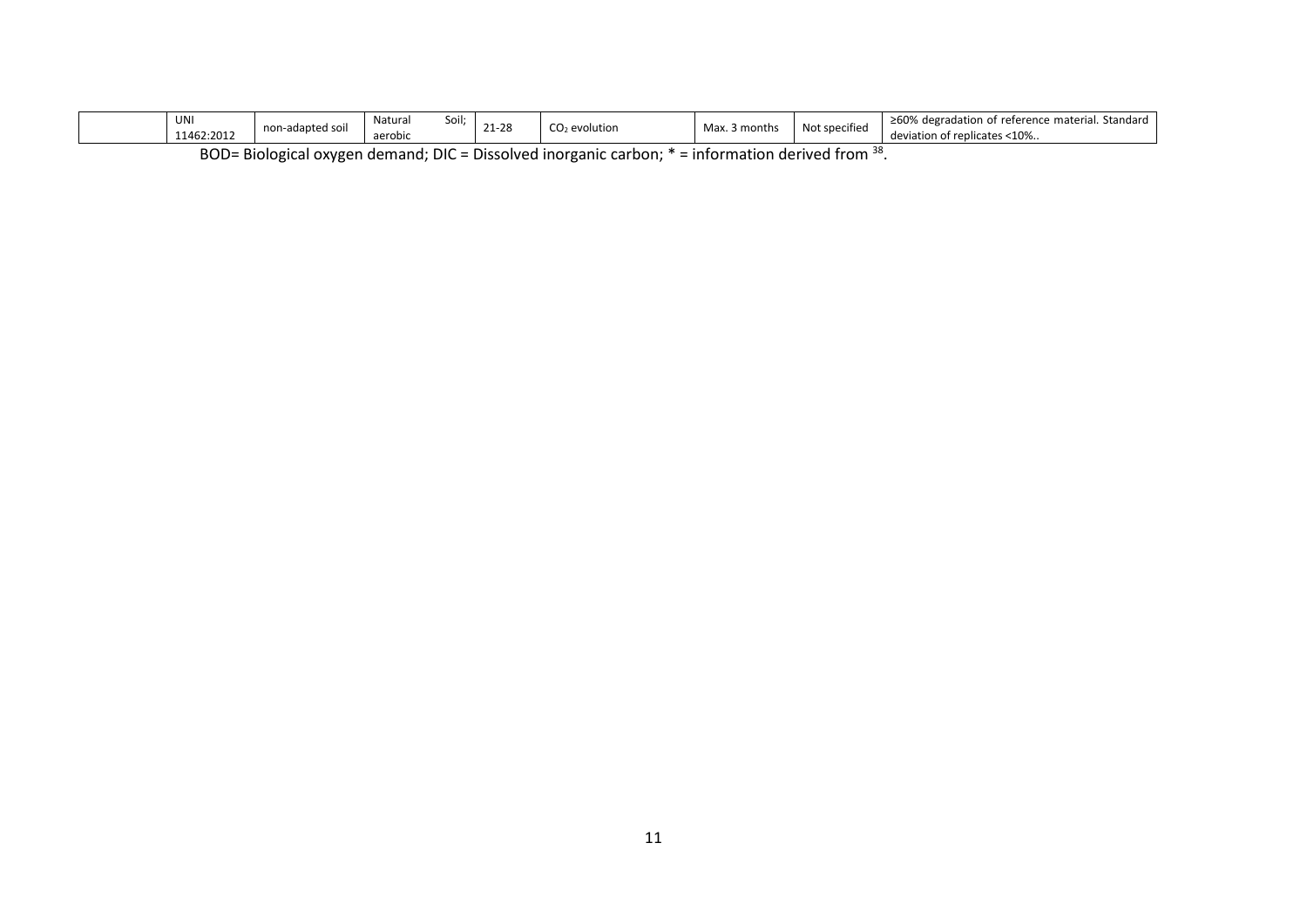| | | | | | | | |
|---|---|---|---|---|---|---|---|
| | UNI 11462:2012 | non-adapted soil | Natural Soil; aerobic | 21-28 | $CO_2$ evolution | Max. 3 months | Not specified | ≥60% degradation of reference material. Standard deviation of replicates <10%.. |

BOD= Biological oxygen demand; DIC = Dissolved inorganic carbon; * = information derived from [38].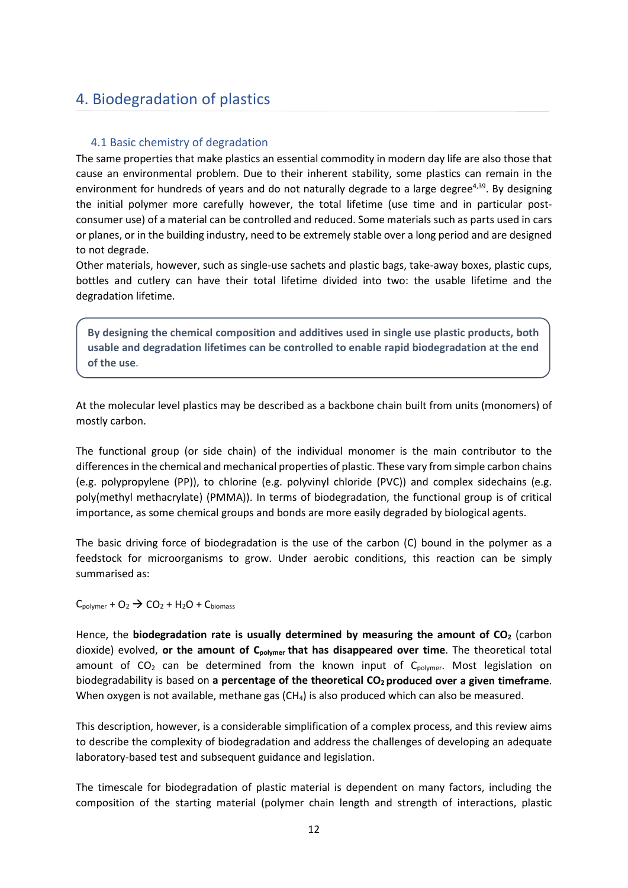# 4. Biodegradation of plastics

## 4.1 Basic chemistry of degradation

The same properties that make plastics an essential commodity in modern day life are also those that cause an environmental problem. Due to their inherent stability, some plastics can remain in the environment for hundreds of years and do not naturally degrade to a large degree[4,39]. By designing the initial polymer more carefully however, the total lifetime (use time and in particular post-consumer use) of a material can be controlled and reduced. Some materials such as parts used in cars or planes, or in the building industry, need to be extremely stable over a long period and are designed to not degrade.

Other materials, however, such as single-use sachets and plastic bags, take-away boxes, plastic cups, bottles and cutlery can have their total lifetime divided into two: the usable lifetime and the degradation lifetime.

> **By designing the chemical composition and additives used in single use plastic products, both usable and degradation lifetimes can be controlled to enable rapid biodegradation at the end of the use.**

At the molecular level plastics may be described as a backbone chain built from units (monomers) of mostly carbon.

The functional group (or side chain) of the individual monomer is the main contributor to the differences in the chemical and mechanical properties of plastic. These vary from simple carbon chains (e.g. polypropylene (PP)), to chlorine (e.g. polyvinyl chloride (PVC)) and complex sidechains (e.g. poly(methyl methacrylate) (PMMA)). In terms of biodegradation, the functional group is of critical importance, as some chemical groups and bonds are more easily degraded by biological agents.

The basic driving force of biodegradation is the use of the carbon (C) bound in the polymer as a feedstock for microorganisms to grow. Under aerobic conditions, this reaction can be simply summarised as:

$$C_{polymer} + O_2 \rightarrow CO_2 + H_2O + C_{biomass}$$

Hence, the **biodegradation rate is usually determined by measuring the amount of $CO_2$** (carbon dioxide) evolved, **or the amount of $C_{polymer}$ that has disappeared over time**. The theoretical total amount of $CO_2$ can be determined from the known input of $C_{polymer}$. Most legislation on biodegradability is based on **a percentage of the theoretical $CO_2$ produced over a given timeframe**. When oxygen is not available, methane gas ($CH_4$) is also produced which can also be measured.

This description, however, is a considerable simplification of a complex process, and this review aims to describe the complexity of biodegradation and address the challenges of developing an adequate laboratory-based test and subsequent guidance and legislation.

The timescale for biodegradation of plastic material is dependent on many factors, including the composition of the starting material (polymer chain length and strength of interactions, plastic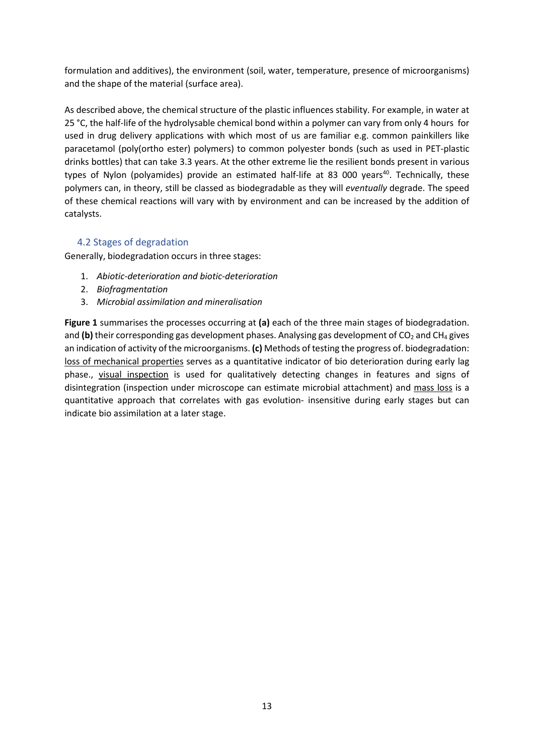formulation and additives), the environment (soil, water, temperature, presence of microorganisms) and the shape of the material (surface area).

As described above, the chemical structure of the plastic influences stability. For example, in water at 25 °C, the half-life of the hydrolysable chemical bond within a polymer can vary from only 4 hours for used in drug delivery applications with which most of us are familiar e.g. common painkillers like paracetamol (poly(ortho ester) polymers) to common polyester bonds (such as used in PET-plastic drinks bottles) that can take 3.3 years. At the other extreme lie the resilient bonds present in various types of Nylon (polyamides) provide an estimated half-life at 83 000 years[40]. Technically, these polymers can, in theory, still be classed as biodegradable as they will *eventually* degrade. The speed of these chemical reactions will vary with by environment and can be increased by the addition of catalysts.

### 4.2 Stages of degradation

Generally, biodegradation occurs in three stages:

1. *Abiotic-deterioration and biotic-deterioration*
2. *Biofragmentation*
3. *Microbial assimilation and mineralisation*

**Figure 1** summarises the processes occurring at **(a)** each of the three main stages of biodegradation. and **(b)** their corresponding gas development phases. Analysing gas development of $CO_2$ and $CH_4$ gives an indication of activity of the microorganisms. **(c)** Methods of testing the progress of. biodegradation: <u>loss of mechanical properties</u> serves as a quantitative indicator of bio deterioration during early lag phase., <u>visual inspection</u> is used for qualitatively detecting changes in features and signs of disintegration (inspection under microscope can estimate microbial attachment) and <u>mass loss</u> is a quantitative approach that correlates with gas evolution- insensitive during early stages but can indicate bio assimilation at a later stage.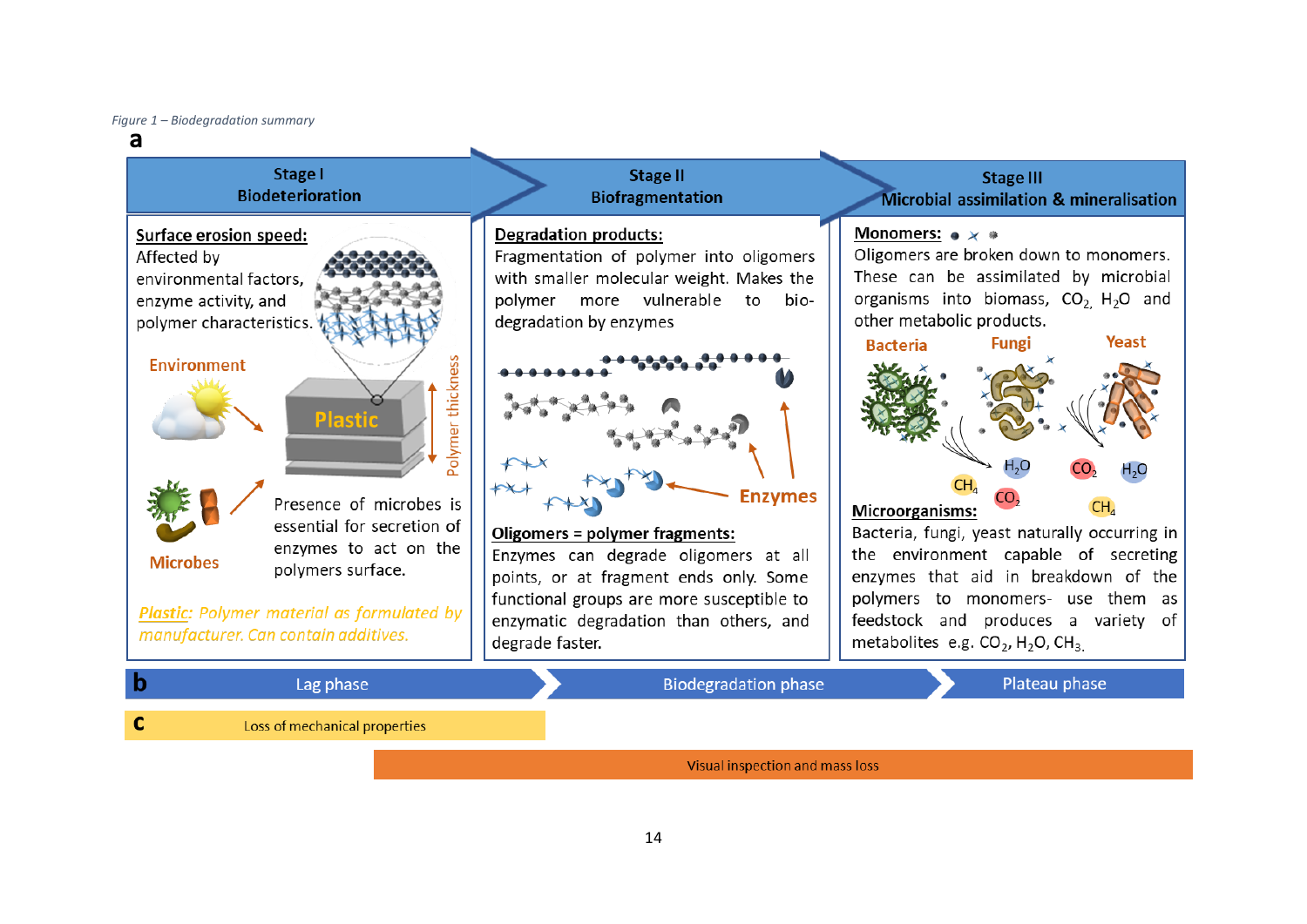*Figure 1 – Biodegradation summary*

**a**

| Stage I<br>Biodeterioration | Stage II<br>Biofragmentation | Stage III<br>Microbial assimilation & mineralisation |
|---|---|---|

**Stage I – Biodeterioration**

**Surface erosion speed:** Affected by environmental factors, enzyme activity, and polymer characteristics.

Environment

Plastic

Polymer thickness

Microbes

Presence of microbes is essential for secretion of enzymes to act on the polymers surface.

*Plastic: Polymer material as formulated by manufacturer. Can contain additives.*

**Stage II – Biofragmentation**

**Degradation products:** Fragmentation of polymer into oligomers with smaller molecular weight. Makes the polymer more vulnerable to bio-degradation by enzymes

Enzymes

**Oligomers = polymer fragments:** Enzymes can degrade oligomers at all points, or at fragment ends only. Some functional groups are more susceptible to enzymatic degradation than others, and degrade faster.

**Stage III – Microbial assimilation & mineralisation**

**Monomers:** Oligomers are broken down to monomers. These can be assimilated by microbial organisms into biomass, $CO_2$, $H_2O$ and other metabolic products.

Bacteria — Fungi — Yeast

$H_2O$, $CH_4$, $CO_2$, $CO_2$, $H_2O$, $CH_4$

**Microorganisms:** Bacteria, fungi, yeast naturally occurring in the environment capable of secreting enzymes that aid in breakdown of the polymers to monomers- use them as feedstock and produces a variety of metabolites e.g. $CO_2$, $H_2O$, $CH_3$.

**b** Lag phase → Biodegradation phase → Plateau phase

**c** Loss of mechanical properties

Visual inspection and mass loss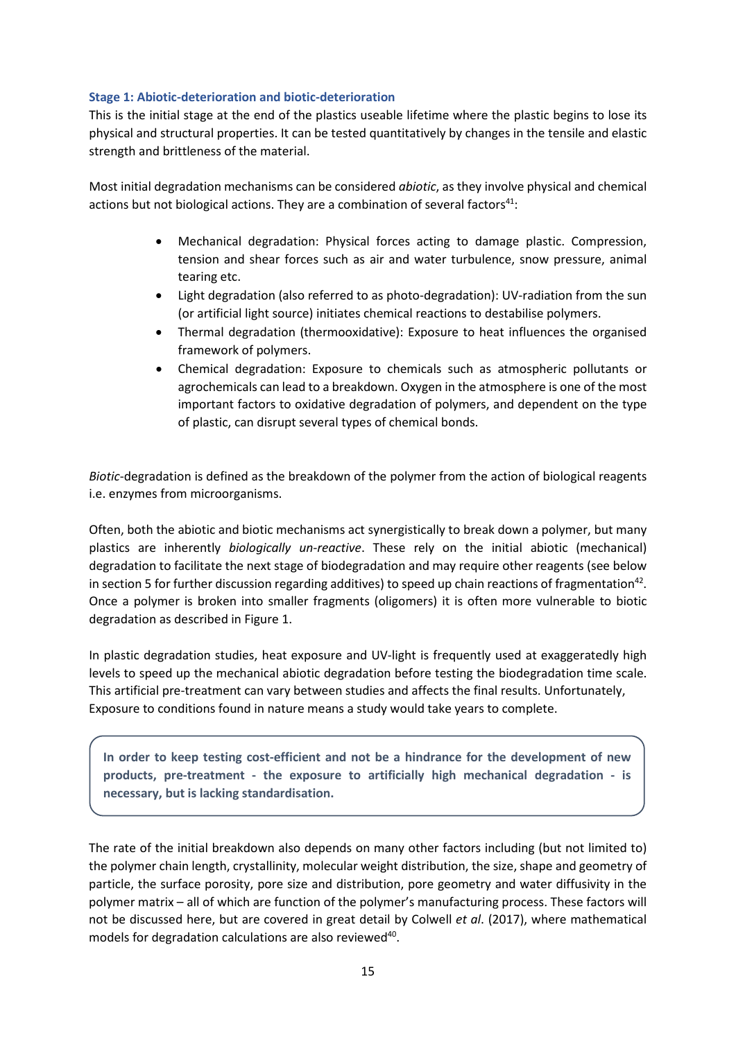### Stage 1: Abiotic-deterioration and biotic-deterioration

This is the initial stage at the end of the plastics useable lifetime where the plastic begins to lose its physical and structural properties. It can be tested quantitatively by changes in the tensile and elastic strength and brittleness of the material.

Most initial degradation mechanisms can be considered *abiotic*, as they involve physical and chemical actions but not biological actions. They are a combination of several factors[41]:

- Mechanical degradation: Physical forces acting to damage plastic. Compression, tension and shear forces such as air and water turbulence, snow pressure, animal tearing etc.
- Light degradation (also referred to as photo-degradation): UV-radiation from the sun (or artificial light source) initiates chemical reactions to destabilise polymers.
- Thermal degradation (thermooxidative): Exposure to heat influences the organised framework of polymers.
- Chemical degradation: Exposure to chemicals such as atmospheric pollutants or agrochemicals can lead to a breakdown. Oxygen in the atmosphere is one of the most important factors to oxidative degradation of polymers, and dependent on the type of plastic, can disrupt several types of chemical bonds.

*Biotic*-degradation is defined as the breakdown of the polymer from the action of biological reagents i.e. enzymes from microorganisms.

Often, both the abiotic and biotic mechanisms act synergistically to break down a polymer, but many plastics are inherently *biologically un-reactive*. These rely on the initial abiotic (mechanical) degradation to facilitate the next stage of biodegradation and may require other reagents (see below in section 5 for further discussion regarding additives) to speed up chain reactions of fragmentation[42]. Once a polymer is broken into smaller fragments (oligomers) it is often more vulnerable to biotic degradation as described in Figure 1.

In plastic degradation studies, heat exposure and UV-light is frequently used at exaggeratedly high levels to speed up the mechanical abiotic degradation before testing the biodegradation time scale. This artificial pre-treatment can vary between studies and affects the final results. Unfortunately, Exposure to conditions found in nature means a study would take years to complete.

**In order to keep testing cost-efficient and not be a hindrance for the development of new products, pre-treatment - the exposure to artificially high mechanical degradation - is necessary, but is lacking standardisation.**

The rate of the initial breakdown also depends on many other factors including (but not limited to) the polymer chain length, crystallinity, molecular weight distribution, the size, shape and geometry of particle, the surface porosity, pore size and distribution, pore geometry and water diffusivity in the polymer matrix – all of which are function of the polymer's manufacturing process. These factors will not be discussed here, but are covered in great detail by Colwell *et al*. (2017), where mathematical models for degradation calculations are also reviewed[40].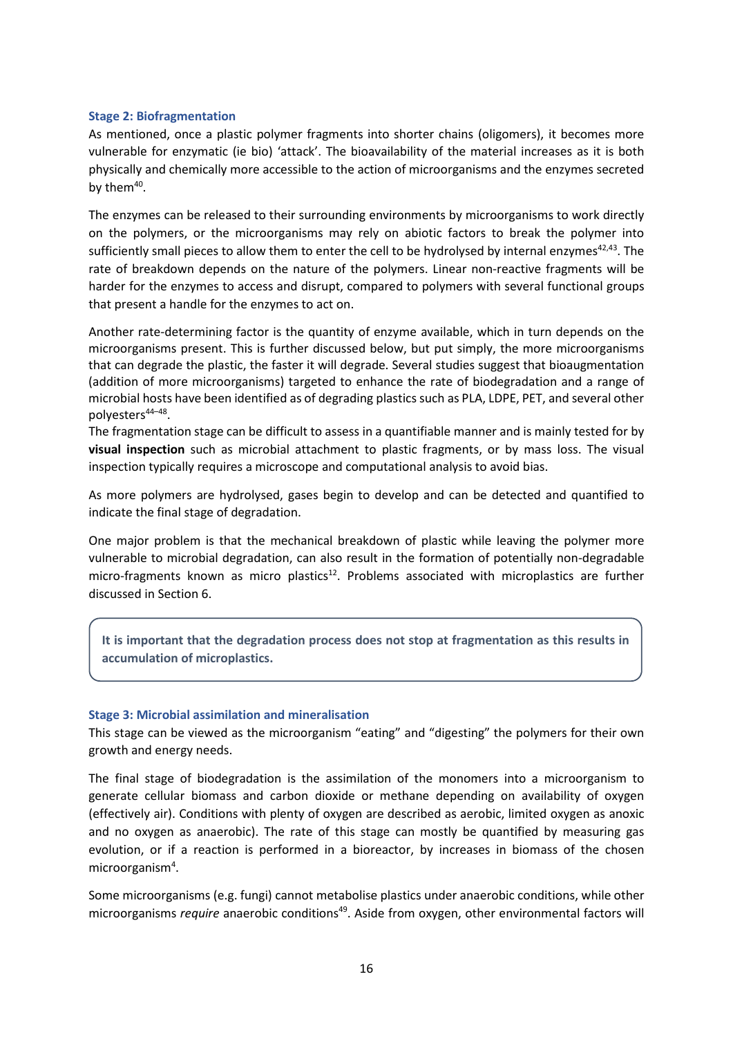### Stage 2: Biofragmentation

As mentioned, once a plastic polymer fragments into shorter chains (oligomers), it becomes more vulnerable for enzymatic (ie bio) 'attack'. The bioavailability of the material increases as it is both physically and chemically more accessible to the action of microorganisms and the enzymes secreted by them[40].

The enzymes can be released to their surrounding environments by microorganisms to work directly on the polymers, or the microorganisms may rely on abiotic factors to break the polymer into sufficiently small pieces to allow them to enter the cell to be hydrolysed by internal enzymes[42,43]. The rate of breakdown depends on the nature of the polymers. Linear non-reactive fragments will be harder for the enzymes to access and disrupt, compared to polymers with several functional groups that present a handle for the enzymes to act on.

Another rate-determining factor is the quantity of enzyme available, which in turn depends on the microorganisms present. This is further discussed below, but put simply, the more microorganisms that can degrade the plastic, the faster it will degrade. Several studies suggest that bioaugmentation (addition of more microorganisms) targeted to enhance the rate of biodegradation and a range of microbial hosts have been identified as of degrading plastics such as PLA, LDPE, PET, and several other polyesters[44–48].

The fragmentation stage can be difficult to assess in a quantifiable manner and is mainly tested for by **visual inspection** such as microbial attachment to plastic fragments, or by mass loss. The visual inspection typically requires a microscope and computational analysis to avoid bias.

As more polymers are hydrolysed, gases begin to develop and can be detected and quantified to indicate the final stage of degradation.

One major problem is that the mechanical breakdown of plastic while leaving the polymer more vulnerable to microbial degradation, can also result in the formation of potentially non-degradable micro-fragments known as micro plastics[12]. Problems associated with microplastics are further discussed in Section 6.

> **It is important that the degradation process does not stop at fragmentation as this results in accumulation of microplastics.**

### Stage 3: Microbial assimilation and mineralisation

This stage can be viewed as the microorganism "eating" and "digesting" the polymers for their own growth and energy needs.

The final stage of biodegradation is the assimilation of the monomers into a microorganism to generate cellular biomass and carbon dioxide or methane depending on availability of oxygen (effectively air). Conditions with plenty of oxygen are described as aerobic, limited oxygen as anoxic and no oxygen as anaerobic). The rate of this stage can mostly be quantified by measuring gas evolution, or if a reaction is performed in a bioreactor, by increases in biomass of the chosen microorganism[4].

Some microorganisms (e.g. fungi) cannot metabolise plastics under anaerobic conditions, while other microorganisms *require* anaerobic conditions[49]. Aside from oxygen, other environmental factors will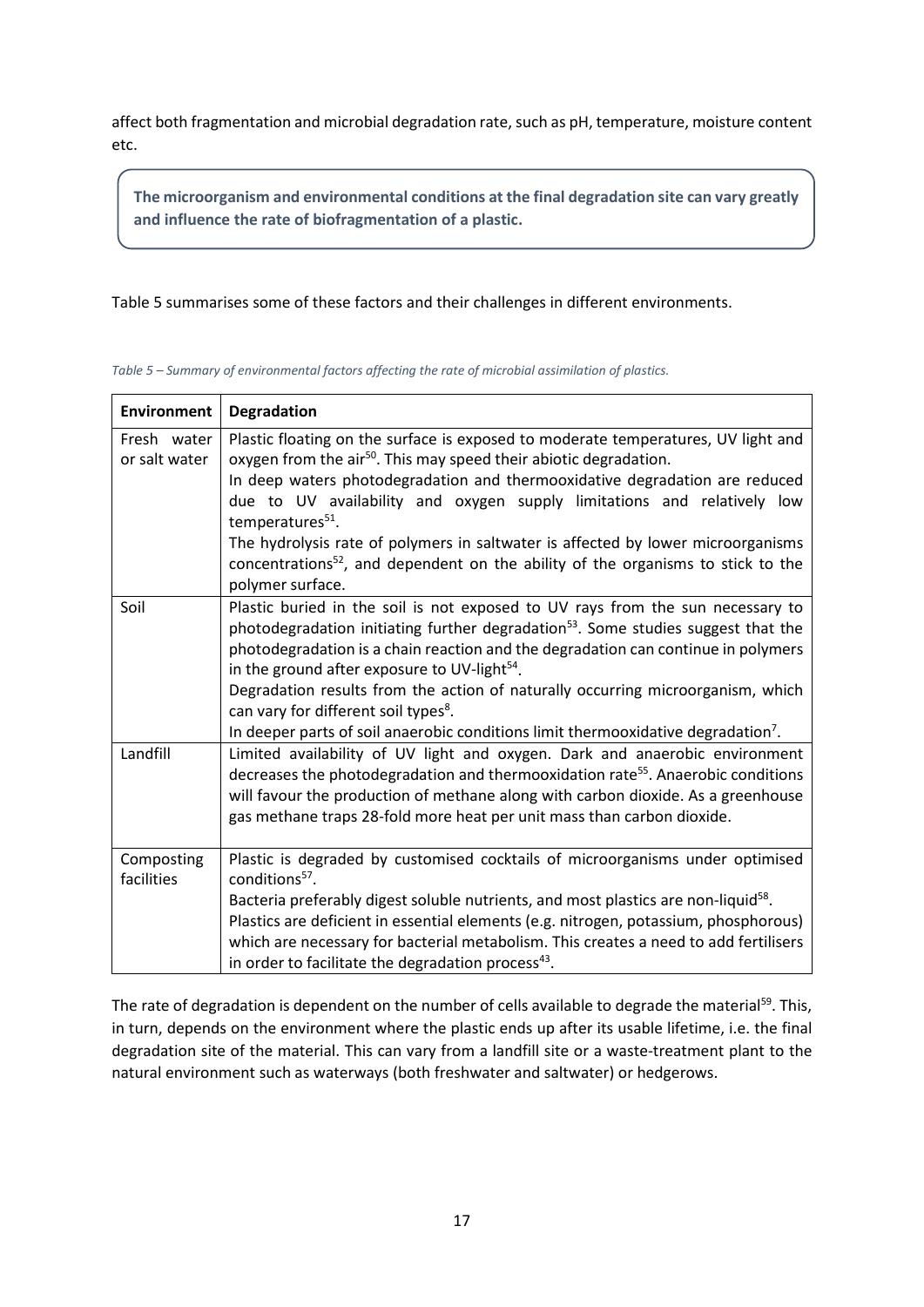affect both fragmentation and microbial degradation rate, such as pH, temperature, moisture content etc.

**The microorganism and environmental conditions at the final degradation site can vary greatly and influence the rate of biofragmentation of a plastic.**

Table 5 summarises some of these factors and their challenges in different environments.

*Table 5 – Summary of environmental factors affecting the rate of microbial assimilation of plastics.*

| Environment | Degradation |
|---|---|
| Fresh water or salt water | Plastic floating on the surface is exposed to moderate temperatures, UV light and oxygen from the air[50]. This may speed their abiotic degradation.<br>In deep waters photodegradation and thermooxidative degradation are reduced due to UV availability and oxygen supply limitations and relatively low temperatures[51].<br>The hydrolysis rate of polymers in saltwater is affected by lower microorganisms concentrations[52], and dependent on the ability of the organisms to stick to the polymer surface. |
| Soil | Plastic buried in the soil is not exposed to UV rays from the sun necessary to photodegradation initiating further degradation[53]. Some studies suggest that the photodegradation is a chain reaction and the degradation can continue in polymers in the ground after exposure to UV-light[54].<br>Degradation results from the action of naturally occurring microorganism, which can vary for different soil types[8].<br>In deeper parts of soil anaerobic conditions limit thermooxidative degradation[7]. |
| Landfill | Limited availability of UV light and oxygen. Dark and anaerobic environment decreases the photodegradation and thermooxidation rate[55]. Anaerobic conditions will favour the production of methane along with carbon dioxide. As a greenhouse gas methane traps 28-fold more heat per unit mass than carbon dioxide. |
| Composting facilities | Plastic is degraded by customised cocktails of microorganisms under optimised conditions[57].<br>Bacteria preferably digest soluble nutrients, and most plastics are non-liquid[58].<br>Plastics are deficient in essential elements (e.g. nitrogen, potassium, phosphorous) which are necessary for bacterial metabolism. This creates a need to add fertilisers in order to facilitate the degradation process[43]. |

The rate of degradation is dependent on the number of cells available to degrade the material[59]. This, in turn, depends on the environment where the plastic ends up after its usable lifetime, i.e. the final degradation site of the material. This can vary from a landfill site or a waste-treatment plant to the natural environment such as waterways (both freshwater and saltwater) or hedgerows.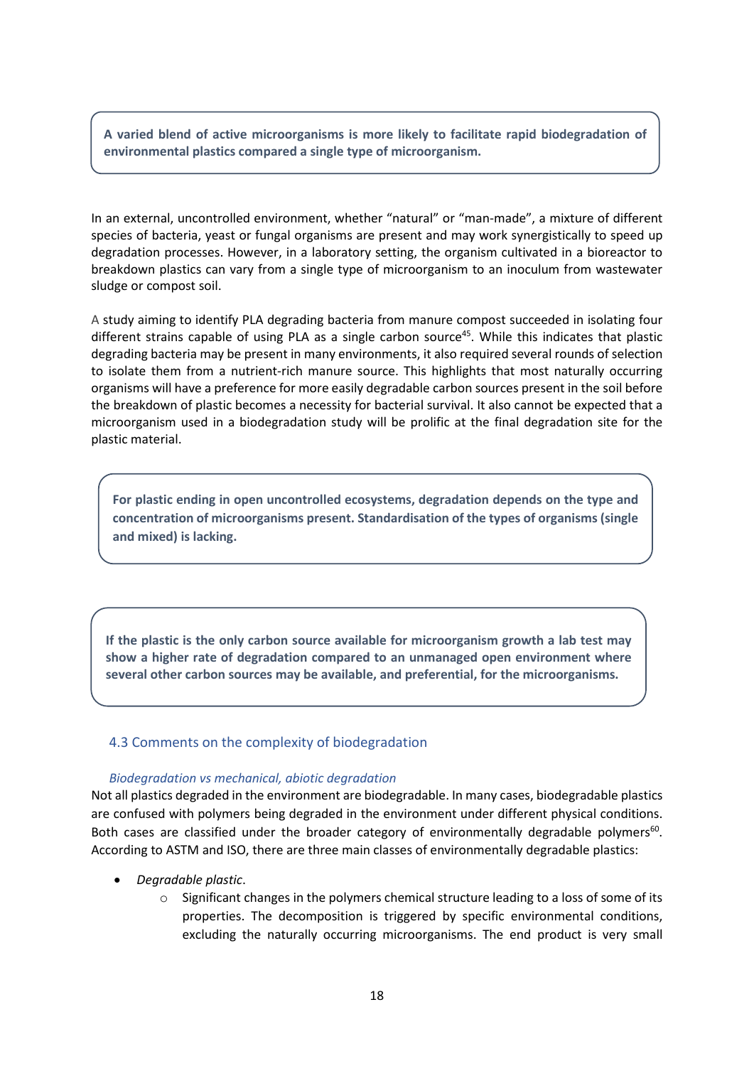**A varied blend of active microorganisms is more likely to facilitate rapid biodegradation of environmental plastics compared a single type of microorganism.**

In an external, uncontrolled environment, whether "natural" or "man-made", a mixture of different species of bacteria, yeast or fungal organisms are present and may work synergistically to speed up degradation processes. However, in a laboratory setting, the organism cultivated in a bioreactor to breakdown plastics can vary from a single type of microorganism to an inoculum from wastewater sludge or compost soil.

A study aiming to identify PLA degrading bacteria from manure compost succeeded in isolating four different strains capable of using PLA as a single carbon source[45]. While this indicates that plastic degrading bacteria may be present in many environments, it also required several rounds of selection to isolate them from a nutrient-rich manure source. This highlights that most naturally occurring organisms will have a preference for more easily degradable carbon sources present in the soil before the breakdown of plastic becomes a necessity for bacterial survival. It also cannot be expected that a microorganism used in a biodegradation study will be prolific at the final degradation site for the plastic material.

**For plastic ending in open uncontrolled ecosystems, degradation depends on the type and concentration of microorganisms present. Standardisation of the types of organisms (single and mixed) is lacking.**

**If the plastic is the only carbon source available for microorganism growth a lab test may show a higher rate of degradation compared to an unmanaged open environment where several other carbon sources may be available, and preferential, for the microorganisms.**

## 4.3 Comments on the complexity of biodegradation

### *Biodegradation vs mechanical, abiotic degradation*

Not all plastics degraded in the environment are biodegradable. In many cases, biodegradable plastics are confused with polymers being degraded in the environment under different physical conditions. Both cases are classified under the broader category of environmentally degradable polymers[60]. According to ASTM and ISO, there are three main classes of environmentally degradable plastics:

- *Degradable plastic*.
  - Significant changes in the polymers chemical structure leading to a loss of some of its properties. The decomposition is triggered by specific environmental conditions, excluding the naturally occurring microorganisms. The end product is very small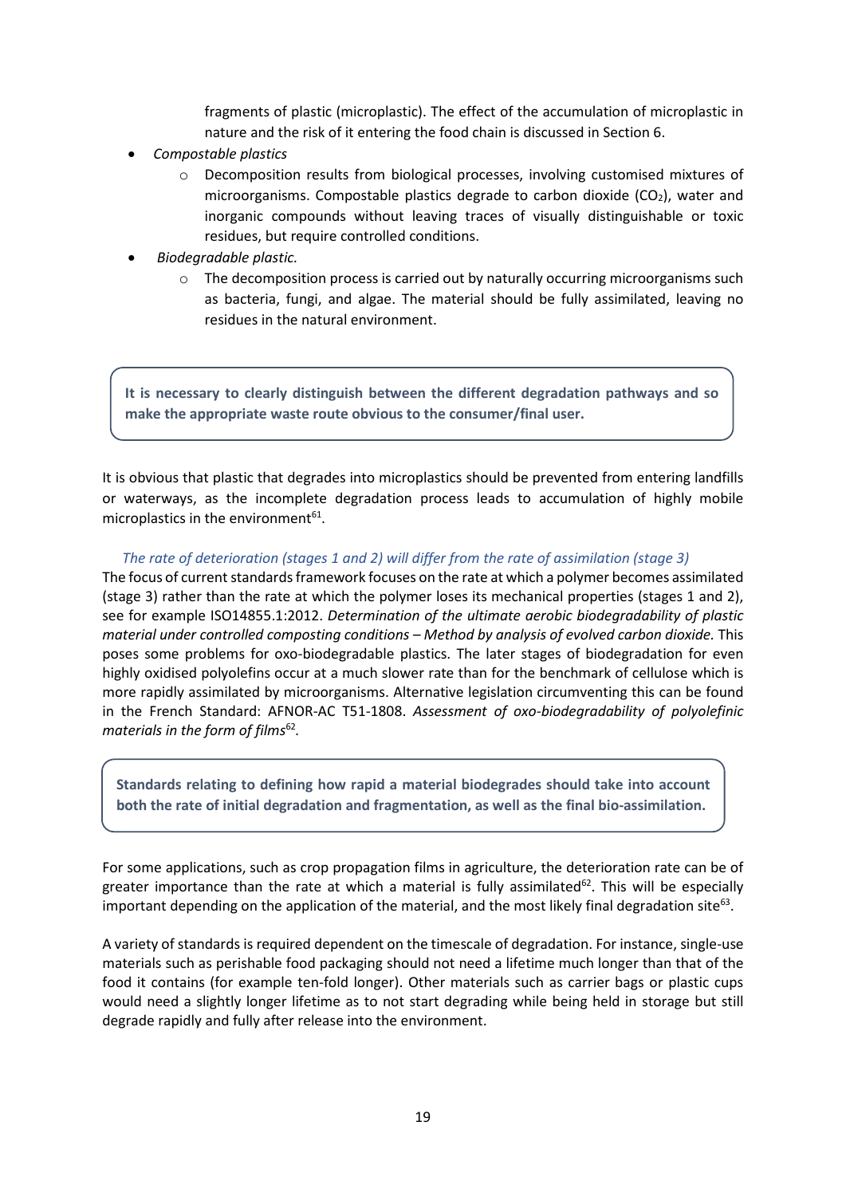fragments of plastic (microplastic). The effect of the accumulation of microplastic in nature and the risk of it entering the food chain is discussed in Section 6.

- *Compostable plastics*
  - Decomposition results from biological processes, involving customised mixtures of microorganisms. Compostable plastics degrade to carbon dioxide ($CO_2$), water and inorganic compounds without leaving traces of visually distinguishable or toxic residues, but require controlled conditions.
- *Biodegradable plastic.*
  - The decomposition process is carried out by naturally occurring microorganisms such as bacteria, fungi, and algae. The material should be fully assimilated, leaving no residues in the natural environment.

**It is necessary to clearly distinguish between the different degradation pathways and so make the appropriate waste route obvious to the consumer/final user.**

It is obvious that plastic that degrades into microplastics should be prevented from entering landfills or waterways, as the incomplete degradation process leads to accumulation of highly mobile microplastics in the environment[61].

*The rate of deterioration (stages 1 and 2) will differ from the rate of assimilation (stage 3)*

The focus of current standards framework focuses on the rate at which a polymer becomes assimilated (stage 3) rather than the rate at which the polymer loses its mechanical properties (stages 1 and 2), see for example ISO14855.1:2012. *Determination of the ultimate aerobic biodegradability of plastic material under controlled composting conditions – Method by analysis of evolved carbon dioxide.* This poses some problems for oxo-biodegradable plastics. The later stages of biodegradation for even highly oxidised polyolefins occur at a much slower rate than for the benchmark of cellulose which is more rapidly assimilated by microorganisms. Alternative legislation circumventing this can be found in the French Standard: AFNOR-AC T51-1808. *Assessment of oxo-biodegradability of polyolefinic materials in the form of films*[62].

**Standards relating to defining how rapid a material biodegrades should take into account both the rate of initial degradation and fragmentation, as well as the final bio-assimilation.**

For some applications, such as crop propagation films in agriculture, the deterioration rate can be of greater importance than the rate at which a material is fully assimilated[62]. This will be especially important depending on the application of the material, and the most likely final degradation site[63].

A variety of standards is required dependent on the timescale of degradation. For instance, single-use materials such as perishable food packaging should not need a lifetime much longer than that of the food it contains (for example ten-fold longer). Other materials such as carrier bags or plastic cups would need a slightly longer lifetime as to not start degrading while being held in storage but still degrade rapidly and fully after release into the environment.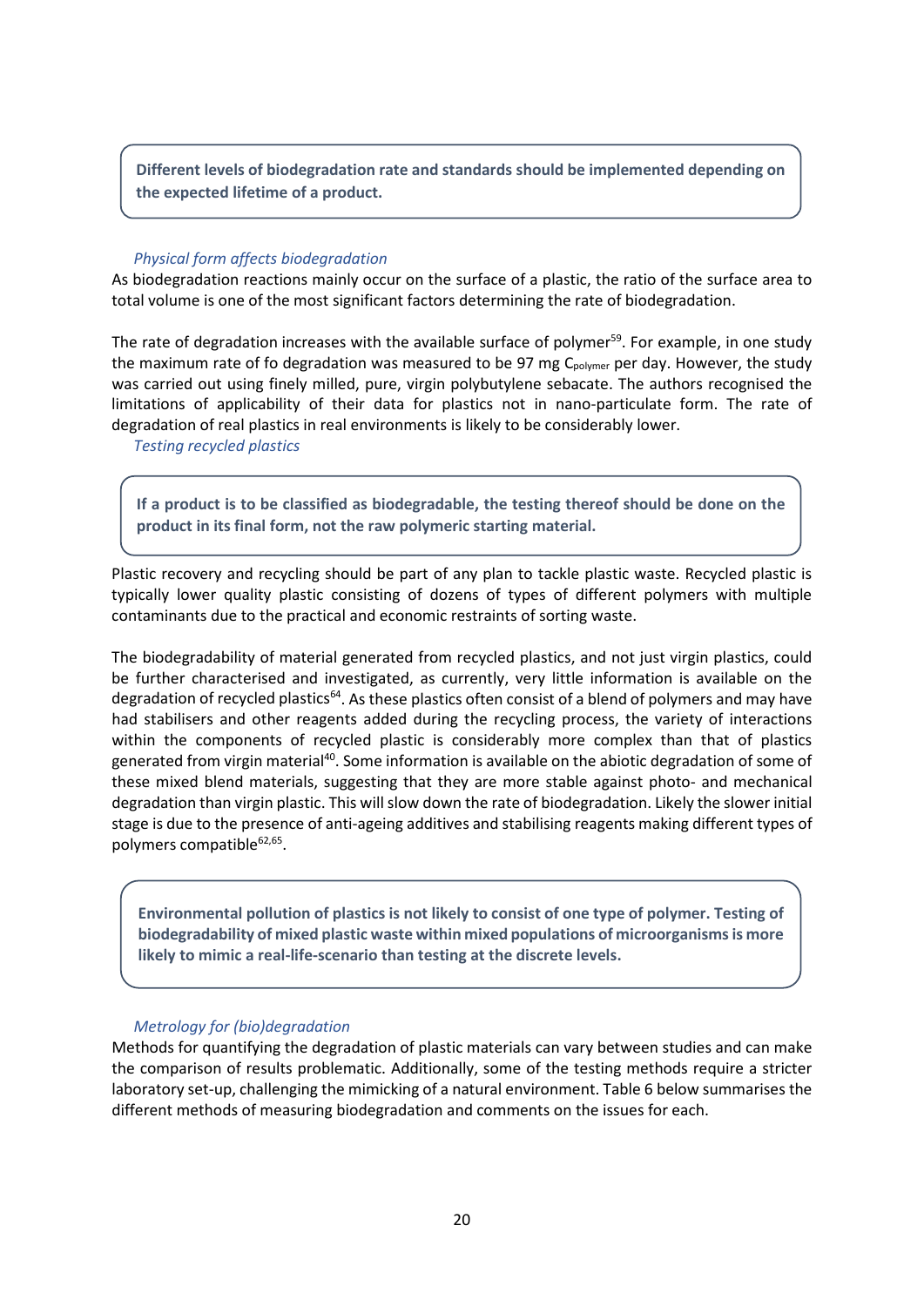**Different levels of biodegradation rate and standards should be implemented depending on the expected lifetime of a product.**

*Physical form affects biodegradation*

As biodegradation reactions mainly occur on the surface of a plastic, the ratio of the surface area to total volume is one of the most significant factors determining the rate of biodegradation.

The rate of degradation increases with the available surface of polymer[59]. For example, in one study the maximum rate of fo degradation was measured to be 97 mg $C_{polymer}$ per day. However, the study was carried out using finely milled, pure, virgin polybutylene sebacate. The authors recognised the limitations of applicability of their data for plastics not in nano-particulate form. The rate of degradation of real plastics in real environments is likely to be considerably lower.

*Testing recycled plastics*

**If a product is to be classified as biodegradable, the testing thereof should be done on the product in its final form, not the raw polymeric starting material.**

Plastic recovery and recycling should be part of any plan to tackle plastic waste. Recycled plastic is typically lower quality plastic consisting of dozens of types of different polymers with multiple contaminants due to the practical and economic restraints of sorting waste.

The biodegradability of material generated from recycled plastics, and not just virgin plastics, could be further characterised and investigated, as currently, very little information is available on the degradation of recycled plastics[64]. As these plastics often consist of a blend of polymers and may have had stabilisers and other reagents added during the recycling process, the variety of interactions within the components of recycled plastic is considerably more complex than that of plastics generated from virgin material[40]. Some information is available on the abiotic degradation of some of these mixed blend materials, suggesting that they are more stable against photo- and mechanical degradation than virgin plastic. This will slow down the rate of biodegradation. Likely the slower initial stage is due to the presence of anti-ageing additives and stabilising reagents making different types of polymers compatible[62,65].

**Environmental pollution of plastics is not likely to consist of one type of polymer. Testing of biodegradability of mixed plastic waste within mixed populations of microorganisms is more likely to mimic a real-life-scenario than testing at the discrete levels.**

*Metrology for (bio)degradation*

Methods for quantifying the degradation of plastic materials can vary between studies and can make the comparison of results problematic. Additionally, some of the testing methods require a stricter laboratory set-up, challenging the mimicking of a natural environment. Table 6 below summarises the different methods of measuring biodegradation and comments on the issues for each.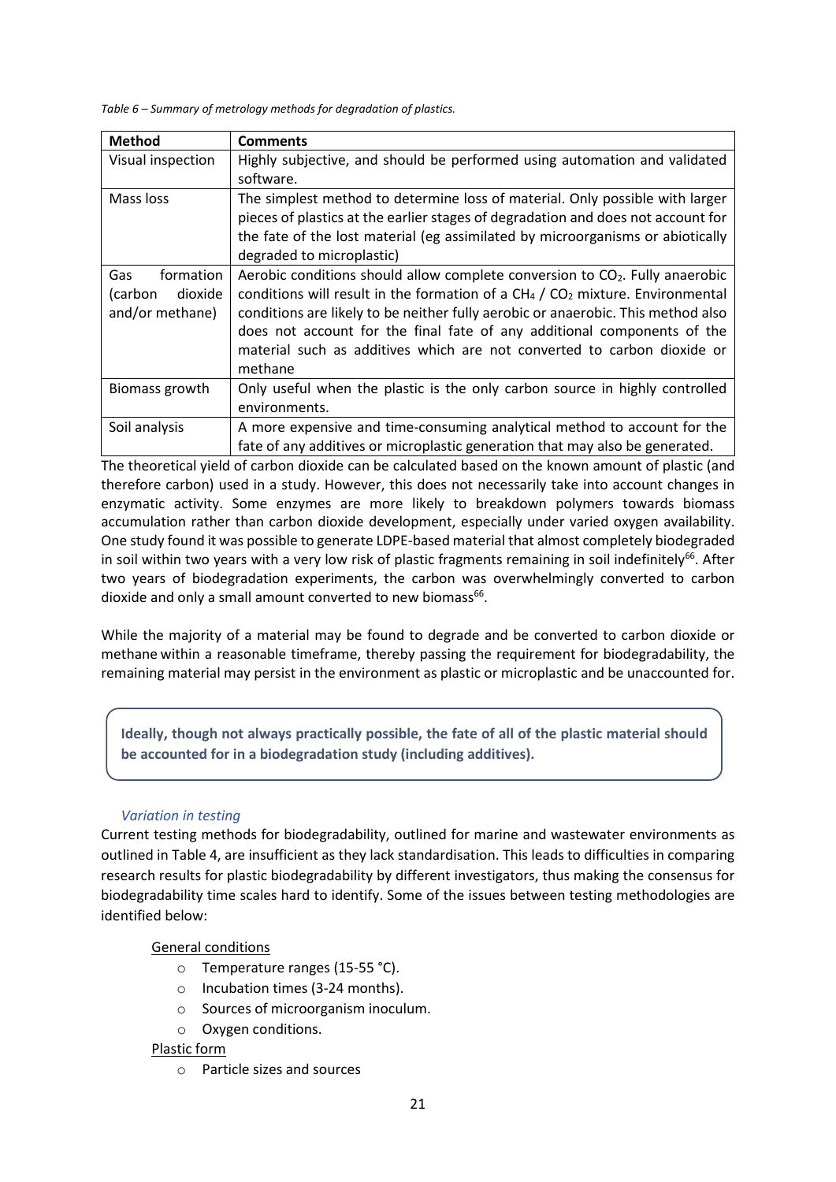*Table 6 – Summary of metrology methods for degradation of plastics.*

| Method | Comments |
| --- | --- |
| Visual inspection | Highly subjective, and should be performed using automation and validated software. |
| Mass loss | The simplest method to determine loss of material. Only possible with larger pieces of plastics at the earlier stages of degradation and does not account for the fate of the lost material (eg assimilated by microorganisms or abiotically degraded to microplastic) |
| Gas formation (carbon dioxide and/or methane) | Aerobic conditions should allow complete conversion to $CO_2$. Fully anaerobic conditions will result in the formation of a $CH_4$ / $CO_2$ mixture. Environmental conditions are likely to be neither fully aerobic or anaerobic. This method also does not account for the final fate of any additional components of the material such as additives which are not converted to carbon dioxide or methane |
| Biomass growth | Only useful when the plastic is the only carbon source in highly controlled environments. |
| Soil analysis | A more expensive and time-consuming analytical method to account for the fate of any additives or microplastic generation that may also be generated. |

The theoretical yield of carbon dioxide can be calculated based on the known amount of plastic (and therefore carbon) used in a study. However, this does not necessarily take into account changes in enzymatic activity. Some enzymes are more likely to breakdown polymers towards biomass accumulation rather than carbon dioxide development, especially under varied oxygen availability. One study found it was possible to generate LDPE-based material that almost completely biodegraded in soil within two years with a very low risk of plastic fragments remaining in soil indefinitely[66]. After two years of biodegradation experiments, the carbon was overwhelmingly converted to carbon dioxide and only a small amount converted to new biomass[66].

While the majority of a material may be found to degrade and be converted to carbon dioxide or methane within a reasonable timeframe, thereby passing the requirement for biodegradability, the remaining material may persist in the environment as plastic or microplastic and be unaccounted for.

**Ideally, though not always practically possible, the fate of all of the plastic material should be accounted for in a biodegradation study (including additives).**

*Variation in testing*

Current testing methods for biodegradability, outlined for marine and wastewater environments as outlined in Table 4, are insufficient as they lack standardisation. This leads to difficulties in comparing research results for plastic biodegradability by different investigators, thus making the consensus for biodegradability time scales hard to identify. Some of the issues between testing methodologies are identified below:

General conditions

- Temperature ranges (15-55 °C).
- Incubation times (3-24 months).
- Sources of microorganism inoculum.
- Oxygen conditions.

Plastic form

- Particle sizes and sources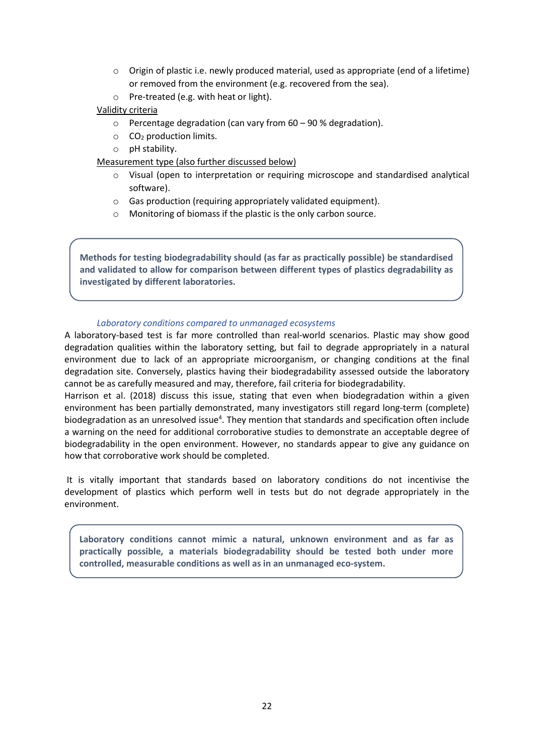- Origin of plastic i.e. newly produced material, used as appropriate (end of a lifetime) or removed from the environment (e.g. recovered from the sea).
    - Pre-treated (e.g. with heat or light).

Validity criteria

- Percentage degradation (can vary from 60 – 90 % degradation).
- $CO_2$ production limits.
- pH stability.

Measurement type (also further discussed below)

- Visual (open to interpretation or requiring microscope and standardised analytical software).
- Gas production (requiring appropriately validated equipment).
- Monitoring of biomass if the plastic is the only carbon source.

> **Methods for testing biodegradability should (as far as practically possible) be standardised and validated to allow for comparison between different types of plastics degradability as investigated by different laboratories.**

*Laboratory conditions compared to unmanaged ecosystems*

A laboratory-based test is far more controlled than real-world scenarios. Plastic may show good degradation qualities within the laboratory setting, but fail to degrade appropriately in a natural environment due to lack of an appropriate microorganism, or changing conditions at the final degradation site. Conversely, plastics having their biodegradability assessed outside the laboratory cannot be as carefully measured and may, therefore, fail criteria for biodegradability.

Harrison et al. (2018) discuss this issue, stating that even when biodegradation within a given environment has been partially demonstrated, many investigators still regard long-term (complete) biodegradation as an unresolved issue[4]. They mention that standards and specification often include a warning on the need for additional corroborative studies to demonstrate an acceptable degree of biodegradability in the open environment. However, no standards appear to give any guidance on how that corroborative work should be completed.

It is vitally important that standards based on laboratory conditions do not incentivise the development of plastics which perform well in tests but do not degrade appropriately in the environment.

> **Laboratory conditions cannot mimic a natural, unknown environment and as far as practically possible, a materials biodegradability should be tested both under more controlled, measurable conditions as well as in an unmanaged eco-system.**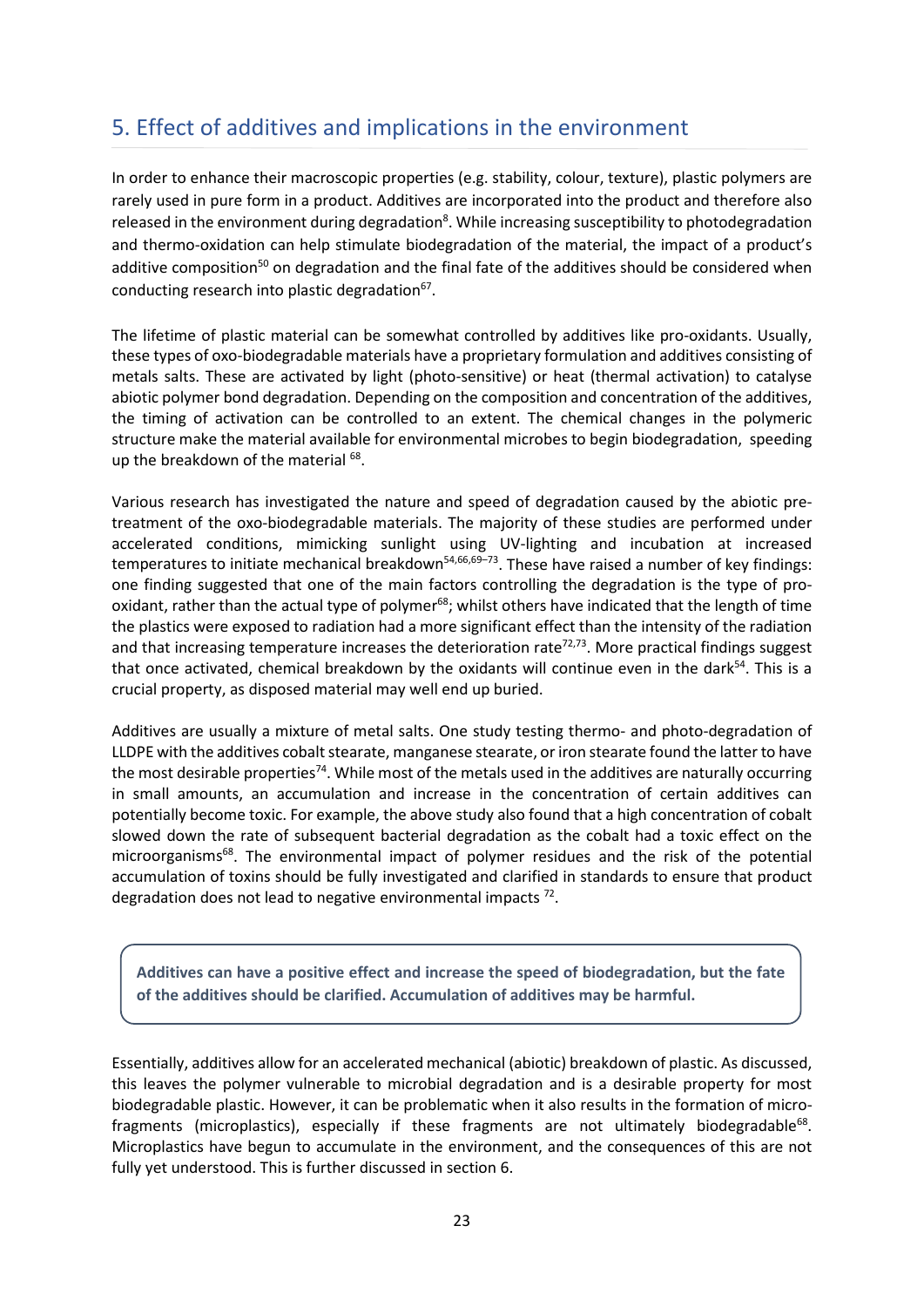## 5. Effect of additives and implications in the environment

In order to enhance their macroscopic properties (e.g. stability, colour, texture), plastic polymers are rarely used in pure form in a product. Additives are incorporated into the product and therefore also released in the environment during degradation[8]. While increasing susceptibility to photodegradation and thermo-oxidation can help stimulate biodegradation of the material, the impact of a product's additive composition[50] on degradation and the final fate of the additives should be considered when conducting research into plastic degradation[67].

The lifetime of plastic material can be somewhat controlled by additives like pro-oxidants. Usually, these types of oxo-biodegradable materials have a proprietary formulation and additives consisting of metals salts. These are activated by light (photo-sensitive) or heat (thermal activation) to catalyse abiotic polymer bond degradation. Depending on the composition and concentration of the additives, the timing of activation can be controlled to an extent. The chemical changes in the polymeric structure make the material available for environmental microbes to begin biodegradation, speeding up the breakdown of the material [68].

Various research has investigated the nature and speed of degradation caused by the abiotic pre-treatment of the oxo-biodegradable materials. The majority of these studies are performed under accelerated conditions, mimicking sunlight using UV-lighting and incubation at increased temperatures to initiate mechanical breakdown[54,66,69–73]. These have raised a number of key findings: one finding suggested that one of the main factors controlling the degradation is the type of pro-oxidant, rather than the actual type of polymer[68]; whilst others have indicated that the length of time the plastics were exposed to radiation had a more significant effect than the intensity of the radiation and that increasing temperature increases the deterioration rate[72,73]. More practical findings suggest that once activated, chemical breakdown by the oxidants will continue even in the dark[54]. This is a crucial property, as disposed material may well end up buried.

Additives are usually a mixture of metal salts. One study testing thermo- and photo-degradation of LLDPE with the additives cobalt stearate, manganese stearate, or iron stearate found the latter to have the most desirable properties[74]. While most of the metals used in the additives are naturally occurring in small amounts, an accumulation and increase in the concentration of certain additives can potentially become toxic. For example, the above study also found that a high concentration of cobalt slowed down the rate of subsequent bacterial degradation as the cobalt had a toxic effect on the microorganisms[68]. The environmental impact of polymer residues and the risk of the potential accumulation of toxins should be fully investigated and clarified in standards to ensure that product degradation does not lead to negative environmental impacts [72].

> **Additives can have a positive effect and increase the speed of biodegradation, but the fate of the additives should be clarified. Accumulation of additives may be harmful.**

Essentially, additives allow for an accelerated mechanical (abiotic) breakdown of plastic. As discussed, this leaves the polymer vulnerable to microbial degradation and is a desirable property for most biodegradable plastic. However, it can be problematic when it also results in the formation of micro-fragments (microplastics), especially if these fragments are not ultimately biodegradable[68]. Microplastics have begun to accumulate in the environment, and the consequences of this are not fully yet understood. This is further discussed in section 6.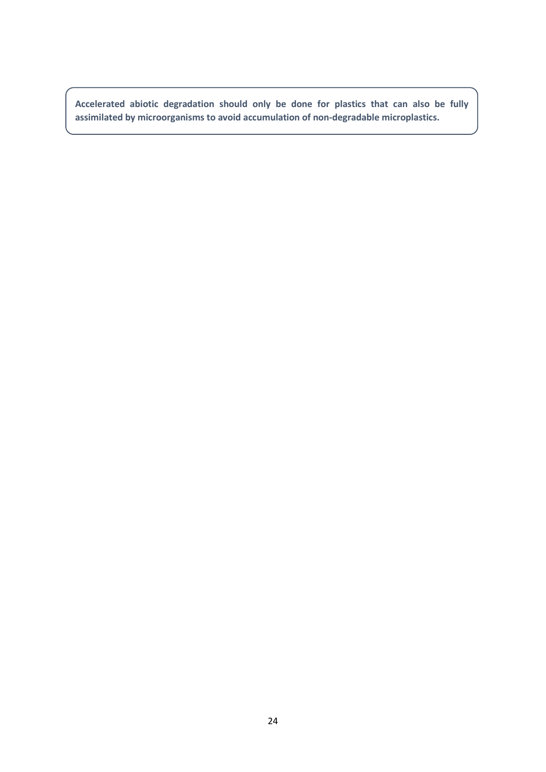**Accelerated abiotic degradation should only be done for plastics that can also be fully assimilated by microorganisms to avoid accumulation of non-degradable microplastics.**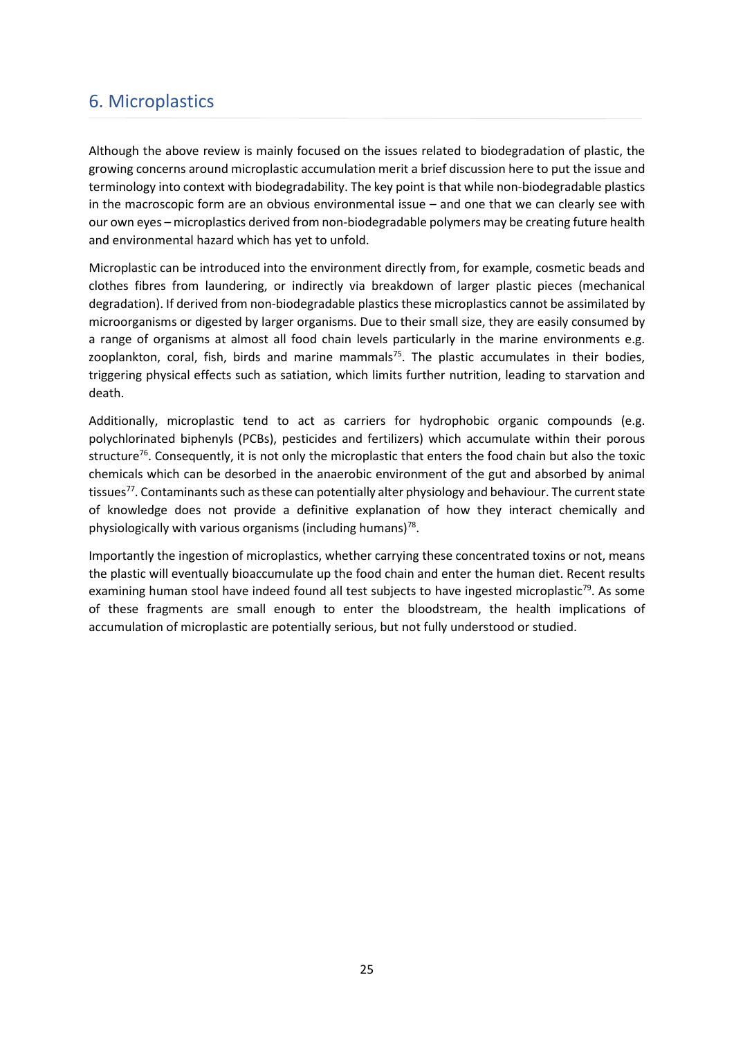## 6. Microplastics

Although the above review is mainly focused on the issues related to biodegradation of plastic, the growing concerns around microplastic accumulation merit a brief discussion here to put the issue and terminology into context with biodegradability. The key point is that while non-biodegradable plastics in the macroscopic form are an obvious environmental issue – and one that we can clearly see with our own eyes – microplastics derived from non-biodegradable polymers may be creating future health and environmental hazard which has yet to unfold.

Microplastic can be introduced into the environment directly from, for example, cosmetic beads and clothes fibres from laundering, or indirectly via breakdown of larger plastic pieces (mechanical degradation). If derived from non-biodegradable plastics these microplastics cannot be assimilated by microorganisms or digested by larger organisms. Due to their small size, they are easily consumed by a range of organisms at almost all food chain levels particularly in the marine environments e.g. zooplankton, coral, fish, birds and marine mammals[75]. The plastic accumulates in their bodies, triggering physical effects such as satiation, which limits further nutrition, leading to starvation and death.

Additionally, microplastic tend to act as carriers for hydrophobic organic compounds (e.g. polychlorinated biphenyls (PCBs), pesticides and fertilizers) which accumulate within their porous structure[76]. Consequently, it is not only the microplastic that enters the food chain but also the toxic chemicals which can be desorbed in the anaerobic environment of the gut and absorbed by animal tissues[77]. Contaminants such as these can potentially alter physiology and behaviour. The current state of knowledge does not provide a definitive explanation of how they interact chemically and physiologically with various organisms (including humans)[78].

Importantly the ingestion of microplastics, whether carrying these concentrated toxins or not, means the plastic will eventually bioaccumulate up the food chain and enter the human diet. Recent results examining human stool have indeed found all test subjects to have ingested microplastic[79]. As some of these fragments are small enough to enter the bloodstream, the health implications of accumulation of microplastic are potentially serious, but not fully understood or studied.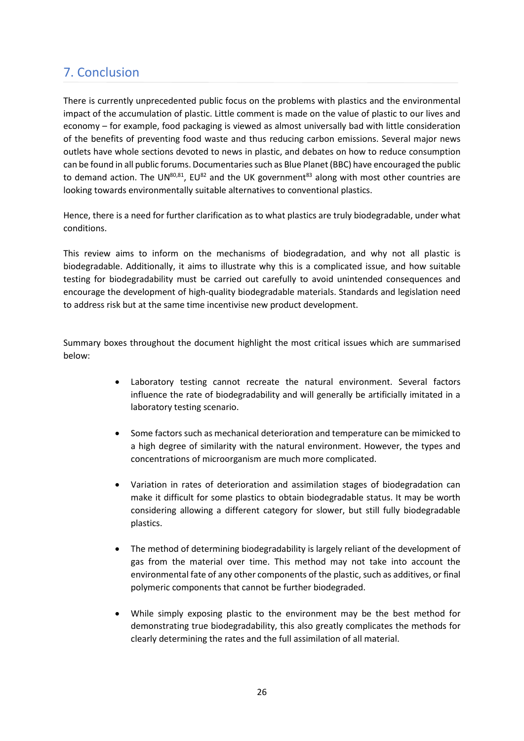## 7. Conclusion

There is currently unprecedented public focus on the problems with plastics and the environmental impact of the accumulation of plastic. Little comment is made on the value of plastic to our lives and economy – for example, food packaging is viewed as almost universally bad with little consideration of the benefits of preventing food waste and thus reducing carbon emissions. Several major news outlets have whole sections devoted to news in plastic, and debates on how to reduce consumption can be found in all public forums. Documentaries such as Blue Planet (BBC) have encouraged the public to demand action. The UN[80,81], EU[82] and the UK government[83] along with most other countries are looking towards environmentally suitable alternatives to conventional plastics.

Hence, there is a need for further clarification as to what plastics are truly biodegradable, under what conditions.

This review aims to inform on the mechanisms of biodegradation, and why not all plastic is biodegradable. Additionally, it aims to illustrate why this is a complicated issue, and how suitable testing for biodegradability must be carried out carefully to avoid unintended consequences and encourage the development of high-quality biodegradable materials. Standards and legislation need to address risk but at the same time incentivise new product development.

Summary boxes throughout the document highlight the most critical issues which are summarised below:

- Laboratory testing cannot recreate the natural environment. Several factors influence the rate of biodegradability and will generally be artificially imitated in a laboratory testing scenario.
- Some factors such as mechanical deterioration and temperature can be mimicked to a high degree of similarity with the natural environment. However, the types and concentrations of microorganism are much more complicated.
- Variation in rates of deterioration and assimilation stages of biodegradation can make it difficult for some plastics to obtain biodegradable status. It may be worth considering allowing a different category for slower, but still fully biodegradable plastics.
- The method of determining biodegradability is largely reliant of the development of gas from the material over time. This method may not take into account the environmental fate of any other components of the plastic, such as additives, or final polymeric components that cannot be further biodegraded.
- While simply exposing plastic to the environment may be the best method for demonstrating true biodegradability, this also greatly complicates the methods for clearly determining the rates and the full assimilation of all material.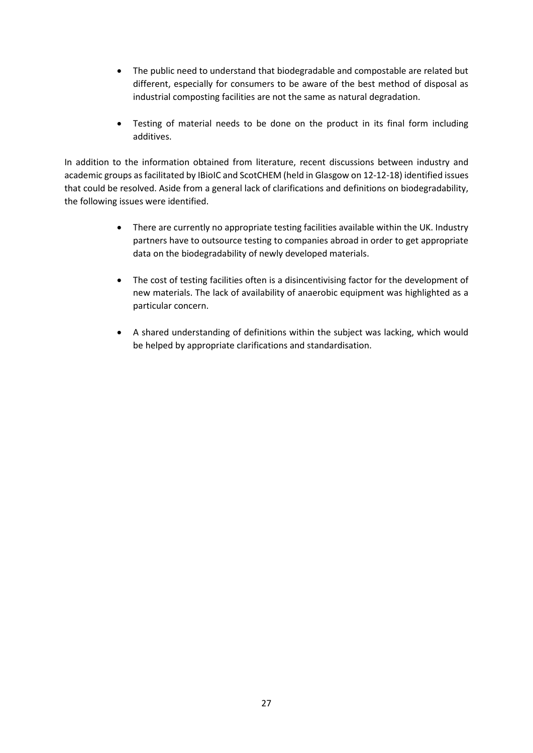- The public need to understand that biodegradable and compostable are related but different, especially for consumers to be aware of the best method of disposal as industrial composting facilities are not the same as natural degradation.

- Testing of material needs to be done on the product in its final form including additives.

In addition to the information obtained from literature, recent discussions between industry and academic groups as facilitated by IBioIC and ScotCHEM (held in Glasgow on 12-12-18) identified issues that could be resolved. Aside from a general lack of clarifications and definitions on biodegradability, the following issues were identified.

- There are currently no appropriate testing facilities available within the UK. Industry partners have to outsource testing to companies abroad in order to get appropriate data on the biodegradability of newly developed materials.

- The cost of testing facilities often is a disincentivising factor for the development of new materials. The lack of availability of anaerobic equipment was highlighted as a particular concern.

- A shared understanding of definitions within the subject was lacking, which would be helped by appropriate clarifications and standardisation.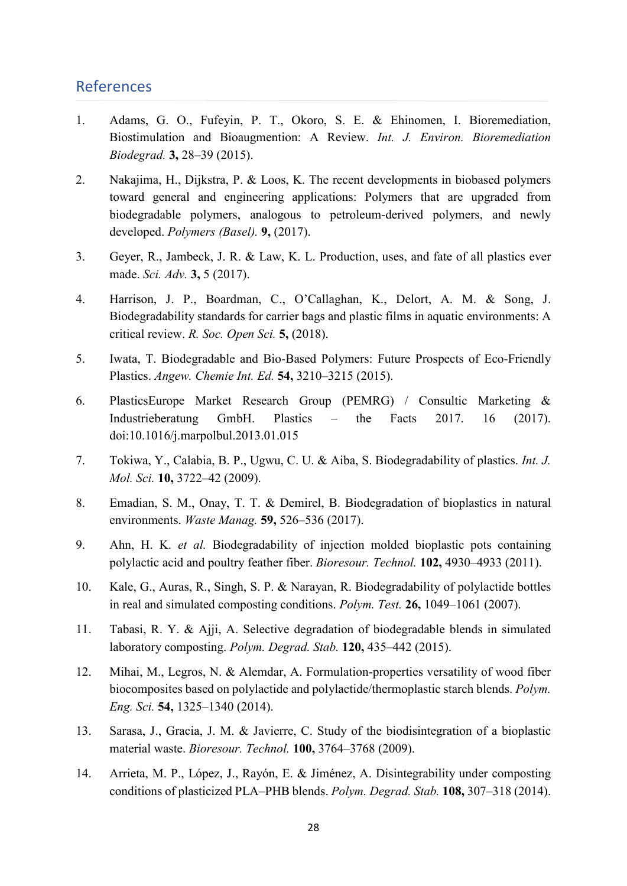## References

1. Adams, G. O., Fufeyin, P. T., Okoro, S. E. & Ehinomen, I. Bioremediation, Biostimulation and Bioaugmention: A Review. *Int. J. Environ. Bioremediation Biodegrad.* **3,** 28–39 (2015).

2. Nakajima, H., Dijkstra, P. & Loos, K. The recent developments in biobased polymers toward general and engineering applications: Polymers that are upgraded from biodegradable polymers, analogous to petroleum-derived polymers, and newly developed. *Polymers (Basel).* **9,** (2017).

3. Geyer, R., Jambeck, J. R. & Law, K. L. Production, uses, and fate of all plastics ever made. *Sci. Adv.* **3,** 5 (2017).

4. Harrison, J. P., Boardman, C., O'Callaghan, K., Delort, A. M. & Song, J. Biodegradability standards for carrier bags and plastic films in aquatic environments: A critical review. *R. Soc. Open Sci.* **5,** (2018).

5. Iwata, T. Biodegradable and Bio-Based Polymers: Future Prospects of Eco-Friendly Plastics. *Angew. Chemie Int. Ed.* **54,** 3210–3215 (2015).

6. PlasticsEurope Market Research Group (PEMRG) / Consultic Marketing & Industrieberatung GmbH. Plastics – the Facts 2017. 16 (2017). doi:10.1016/j.marpolbul.2013.01.015

7. Tokiwa, Y., Calabia, B. P., Ugwu, C. U. & Aiba, S. Biodegradability of plastics. *Int. J. Mol. Sci.* **10,** 3722–42 (2009).

8. Emadian, S. M., Onay, T. T. & Demirel, B. Biodegradation of bioplastics in natural environments. *Waste Manag.* **59,** 526–536 (2017).

9. Ahn, H. K. *et al.* Biodegradability of injection molded bioplastic pots containing polylactic acid and poultry feather fiber. *Bioresour. Technol.* **102,** 4930–4933 (2011).

10. Kale, G., Auras, R., Singh, S. P. & Narayan, R. Biodegradability of polylactide bottles in real and simulated composting conditions. *Polym. Test.* **26,** 1049–1061 (2007).

11. Tabasi, R. Y. & Ajji, A. Selective degradation of biodegradable blends in simulated laboratory composting. *Polym. Degrad. Stab.* **120,** 435–442 (2015).

12. Mihai, M., Legros, N. & Alemdar, A. Formulation-properties versatility of wood fiber biocomposites based on polylactide and polylactide/thermoplastic starch blends. *Polym. Eng. Sci.* **54,** 1325–1340 (2014).

13. Sarasa, J., Gracia, J. M. & Javierre, C. Study of the biodisintegration of a bioplastic material waste. *Bioresour. Technol.* **100,** 3764–3768 (2009).

14. Arrieta, M. P., López, J., Rayón, E. & Jiménez, A. Disintegrability under composting conditions of plasticized PLA–PHB blends. *Polym. Degrad. Stab.* **108,** 307–318 (2014).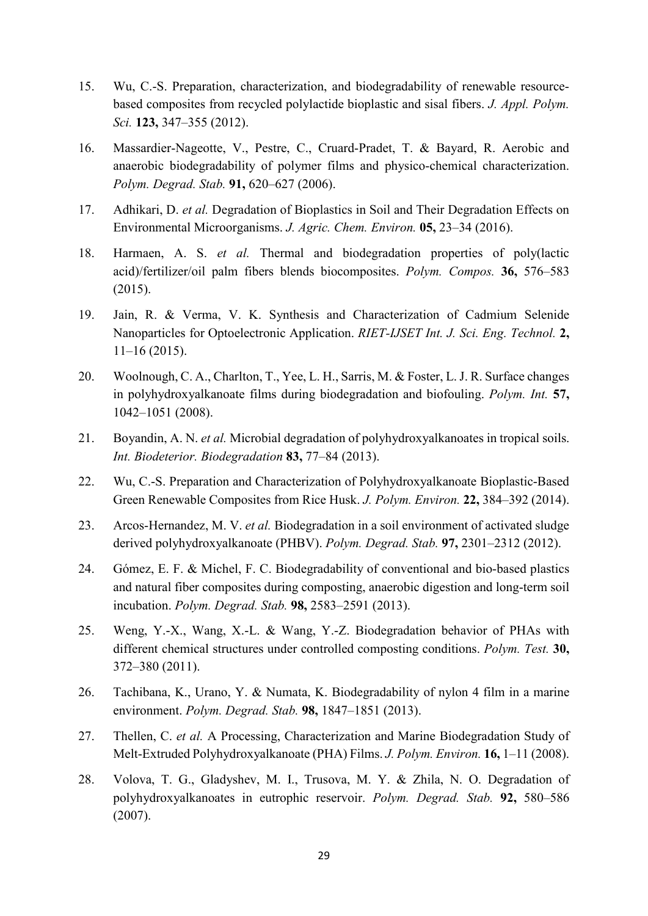15. Wu, C.-S. Preparation, characterization, and biodegradability of renewable resource-based composites from recycled polylactide bioplastic and sisal fibers. *J. Appl. Polym. Sci.* **123,** 347–355 (2012).

16. Massardier-Nageotte, V., Pestre, C., Cruard-Pradet, T. & Bayard, R. Aerobic and anaerobic biodegradability of polymer films and physico-chemical characterization. *Polym. Degrad. Stab.* **91,** 620–627 (2006).

17. Adhikari, D. *et al.* Degradation of Bioplastics in Soil and Their Degradation Effects on Environmental Microorganisms. *J. Agric. Chem. Environ.* **05,** 23–34 (2016).

18. Harmaen, A. S. *et al.* Thermal and biodegradation properties of poly(lactic acid)/fertilizer/oil palm fibers blends biocomposites. *Polym. Compos.* **36,** 576–583 (2015).

19. Jain, R. & Verma, V. K. Synthesis and Characterization of Cadmium Selenide Nanoparticles for Optoelectronic Application. *RIET-IJSET Int. J. Sci. Eng. Technol.* **2,** 11–16 (2015).

20. Woolnough, C. A., Charlton, T., Yee, L. H., Sarris, M. & Foster, L. J. R. Surface changes in polyhydroxyalkanoate films during biodegradation and biofouling. *Polym. Int.* **57,** 1042–1051 (2008).

21. Boyandin, A. N. *et al.* Microbial degradation of polyhydroxyalkanoates in tropical soils. *Int. Biodeterior. Biodegradation* **83,** 77–84 (2013).

22. Wu, C.-S. Preparation and Characterization of Polyhydroxyalkanoate Bioplastic-Based Green Renewable Composites from Rice Husk. *J. Polym. Environ.* **22,** 384–392 (2014).

23. Arcos-Hernandez, M. V. *et al.* Biodegradation in a soil environment of activated sludge derived polyhydroxyalkanoate (PHBV). *Polym. Degrad. Stab.* **97,** 2301–2312 (2012).

24. Gómez, E. F. & Michel, F. C. Biodegradability of conventional and bio-based plastics and natural fiber composites during composting, anaerobic digestion and long-term soil incubation. *Polym. Degrad. Stab.* **98,** 2583–2591 (2013).

25. Weng, Y.-X., Wang, X.-L. & Wang, Y.-Z. Biodegradation behavior of PHAs with different chemical structures under controlled composting conditions. *Polym. Test.* **30,** 372–380 (2011).

26. Tachibana, K., Urano, Y. & Numata, K. Biodegradability of nylon 4 film in a marine environment. *Polym. Degrad. Stab.* **98,** 1847–1851 (2013).

27. Thellen, C. *et al.* A Processing, Characterization and Marine Biodegradation Study of Melt-Extruded Polyhydroxyalkanoate (PHA) Films. *J. Polym. Environ.* **16,** 1–11 (2008).

28. Volova, T. G., Gladyshev, M. I., Trusova, M. Y. & Zhila, N. O. Degradation of polyhydroxyalkanoates in eutrophic reservoir. *Polym. Degrad. Stab.* **92,** 580–586 (2007).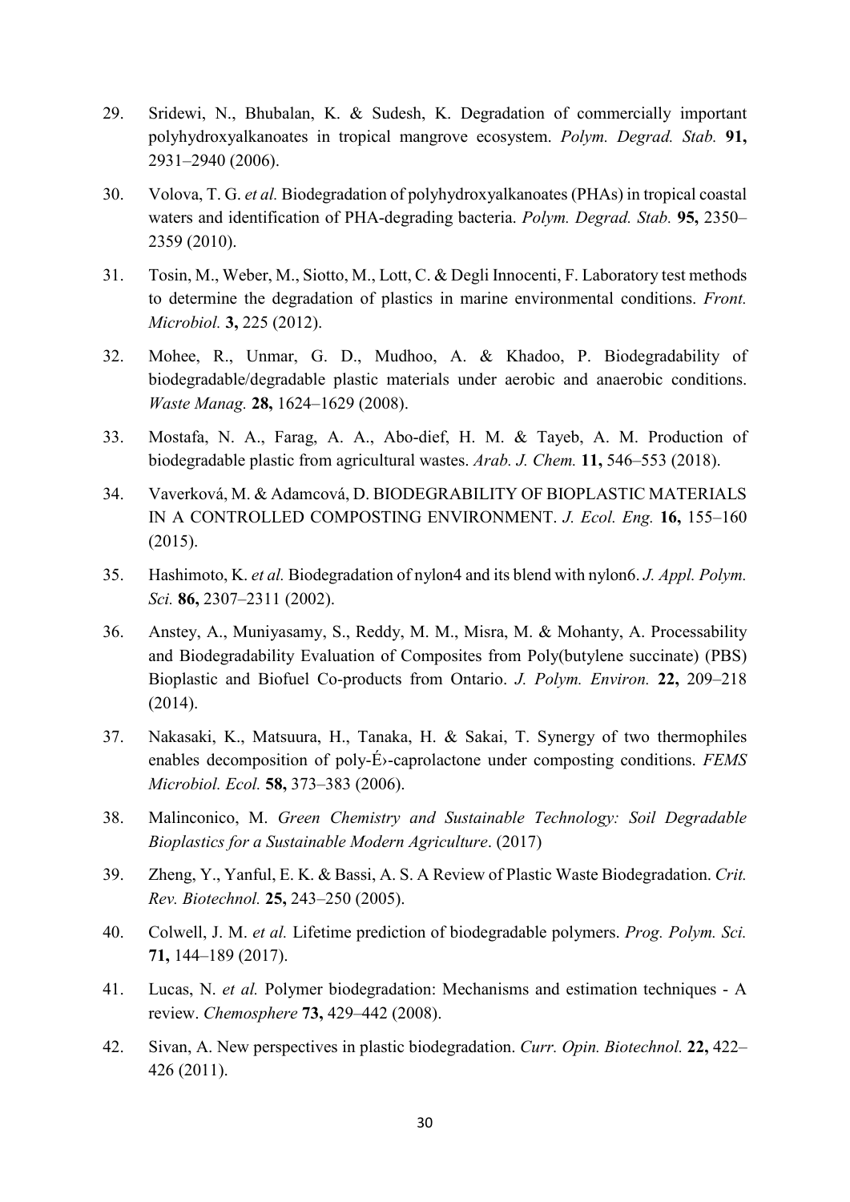29. Sridewi, N., Bhubalan, K. & Sudesh, K. Degradation of commercially important polyhydroxyalkanoates in tropical mangrove ecosystem. *Polym. Degrad. Stab.* **91,** 2931–2940 (2006).

30. Volova, T. G. *et al.* Biodegradation of polyhydroxyalkanoates (PHAs) in tropical coastal waters and identification of PHA-degrading bacteria. *Polym. Degrad. Stab.* **95,** 2350–2359 (2010).

31. Tosin, M., Weber, M., Siotto, M., Lott, C. & Degli Innocenti, F. Laboratory test methods to determine the degradation of plastics in marine environmental conditions. *Front. Microbiol.* **3,** 225 (2012).

32. Mohee, R., Unmar, G. D., Mudhoo, A. & Khadoo, P. Biodegradability of biodegradable/degradable plastic materials under aerobic and anaerobic conditions. *Waste Manag.* **28,** 1624–1629 (2008).

33. Mostafa, N. A., Farag, A. A., Abo-dief, H. M. & Tayeb, A. M. Production of biodegradable plastic from agricultural wastes. *Arab. J. Chem.* **11,** 546–553 (2018).

34. Vaverková, M. & Adamcová, D. BIODEGRABILITY OF BIOPLASTIC MATERIALS IN A CONTROLLED COMPOSTING ENVIRONMENT. *J. Ecol. Eng.* **16,** 155–160 (2015).

35. Hashimoto, K. *et al.* Biodegradation of nylon4 and its blend with nylon6. *J. Appl. Polym. Sci.* **86,** 2307–2311 (2002).

36. Anstey, A., Muniyasamy, S., Reddy, M. M., Misra, M. & Mohanty, A. Processability and Biodegradability Evaluation of Composites from Poly(butylene succinate) (PBS) Bioplastic and Biofuel Co-products from Ontario. *J. Polym. Environ.* **22,** 209–218 (2014).

37. Nakasaki, K., Matsuura, H., Tanaka, H. & Sakai, T. Synergy of two thermophiles enables decomposition of poly-É›-caprolactone under composting conditions. *FEMS Microbiol. Ecol.* **58,** 373–383 (2006).

38. Malinconico, M. *Green Chemistry and Sustainable Technology: Soil Degradable Bioplastics for a Sustainable Modern Agriculture*. (2017)

39. Zheng, Y., Yanful, E. K. & Bassi, A. S. A Review of Plastic Waste Biodegradation. *Crit. Rev. Biotechnol.* **25,** 243–250 (2005).

40. Colwell, J. M. *et al.* Lifetime prediction of biodegradable polymers. *Prog. Polym. Sci.* **71,** 144–189 (2017).

41. Lucas, N. *et al.* Polymer biodegradation: Mechanisms and estimation techniques - A review. *Chemosphere* **73,** 429–442 (2008).

42. Sivan, A. New perspectives in plastic biodegradation. *Curr. Opin. Biotechnol.* **22,** 422–426 (2011).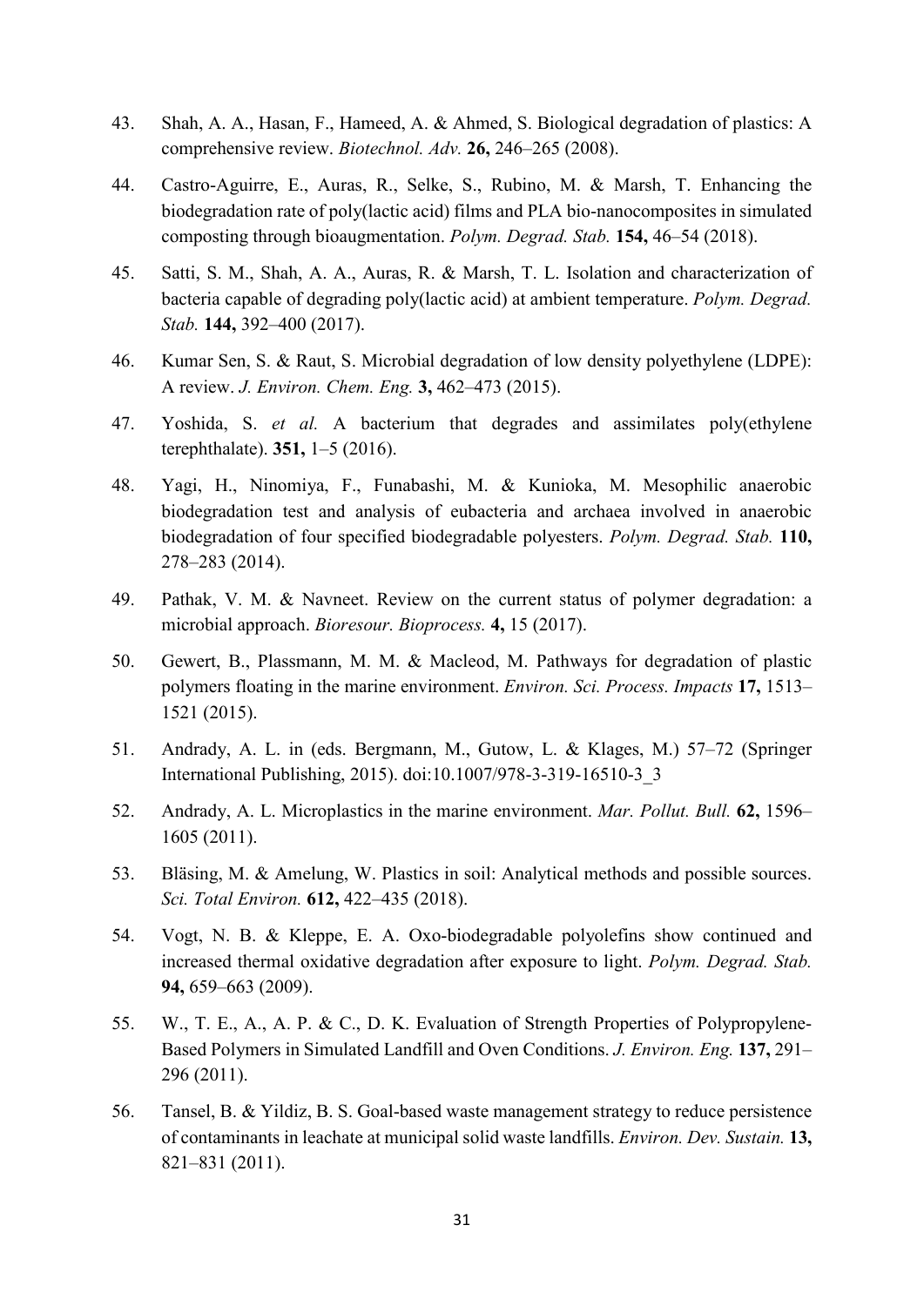43. Shah, A. A., Hasan, F., Hameed, A. & Ahmed, S. Biological degradation of plastics: A comprehensive review. *Biotechnol. Adv.* **26,** 246–265 (2008).

44. Castro-Aguirre, E., Auras, R., Selke, S., Rubino, M. & Marsh, T. Enhancing the biodegradation rate of poly(lactic acid) films and PLA bio-nanocomposites in simulated composting through bioaugmentation. *Polym. Degrad. Stab.* **154,** 46–54 (2018).

45. Satti, S. M., Shah, A. A., Auras, R. & Marsh, T. L. Isolation and characterization of bacteria capable of degrading poly(lactic acid) at ambient temperature. *Polym. Degrad. Stab.* **144,** 392–400 (2017).

46. Kumar Sen, S. & Raut, S. Microbial degradation of low density polyethylene (LDPE): A review. *J. Environ. Chem. Eng.* **3,** 462–473 (2015).

47. Yoshida, S. *et al.* A bacterium that degrades and assimilates poly(ethylene terephthalate). **351,** 1–5 (2016).

48. Yagi, H., Ninomiya, F., Funabashi, M. & Kunioka, M. Mesophilic anaerobic biodegradation test and analysis of eubacteria and archaea involved in anaerobic biodegradation of four specified biodegradable polyesters. *Polym. Degrad. Stab.* **110,** 278–283 (2014).

49. Pathak, V. M. & Navneet. Review on the current status of polymer degradation: a microbial approach. *Bioresour. Bioprocess.* **4,** 15 (2017).

50. Gewert, B., Plassmann, M. M. & Macleod, M. Pathways for degradation of plastic polymers floating in the marine environment. *Environ. Sci. Process. Impacts* **17,** 1513–1521 (2015).

51. Andrady, A. L. in (eds. Bergmann, M., Gutow, L. & Klages, M.) 57–72 (Springer International Publishing, 2015). doi:10.1007/978-3-319-16510-3_3

52. Andrady, A. L. Microplastics in the marine environment. *Mar. Pollut. Bull.* **62,** 1596–1605 (2011).

53. Bläsing, M. & Amelung, W. Plastics in soil: Analytical methods and possible sources. *Sci. Total Environ.* **612,** 422–435 (2018).

54. Vogt, N. B. & Kleppe, E. A. Oxo-biodegradable polyolefins show continued and increased thermal oxidative degradation after exposure to light. *Polym. Degrad. Stab.* **94,** 659–663 (2009).

55. W., T. E., A., A. P. & C., D. K. Evaluation of Strength Properties of Polypropylene-Based Polymers in Simulated Landfill and Oven Conditions. *J. Environ. Eng.* **137,** 291–296 (2011).

56. Tansel, B. & Yildiz, B. S. Goal-based waste management strategy to reduce persistence of contaminants in leachate at municipal solid waste landfills. *Environ. Dev. Sustain.* **13,** 821–831 (2011).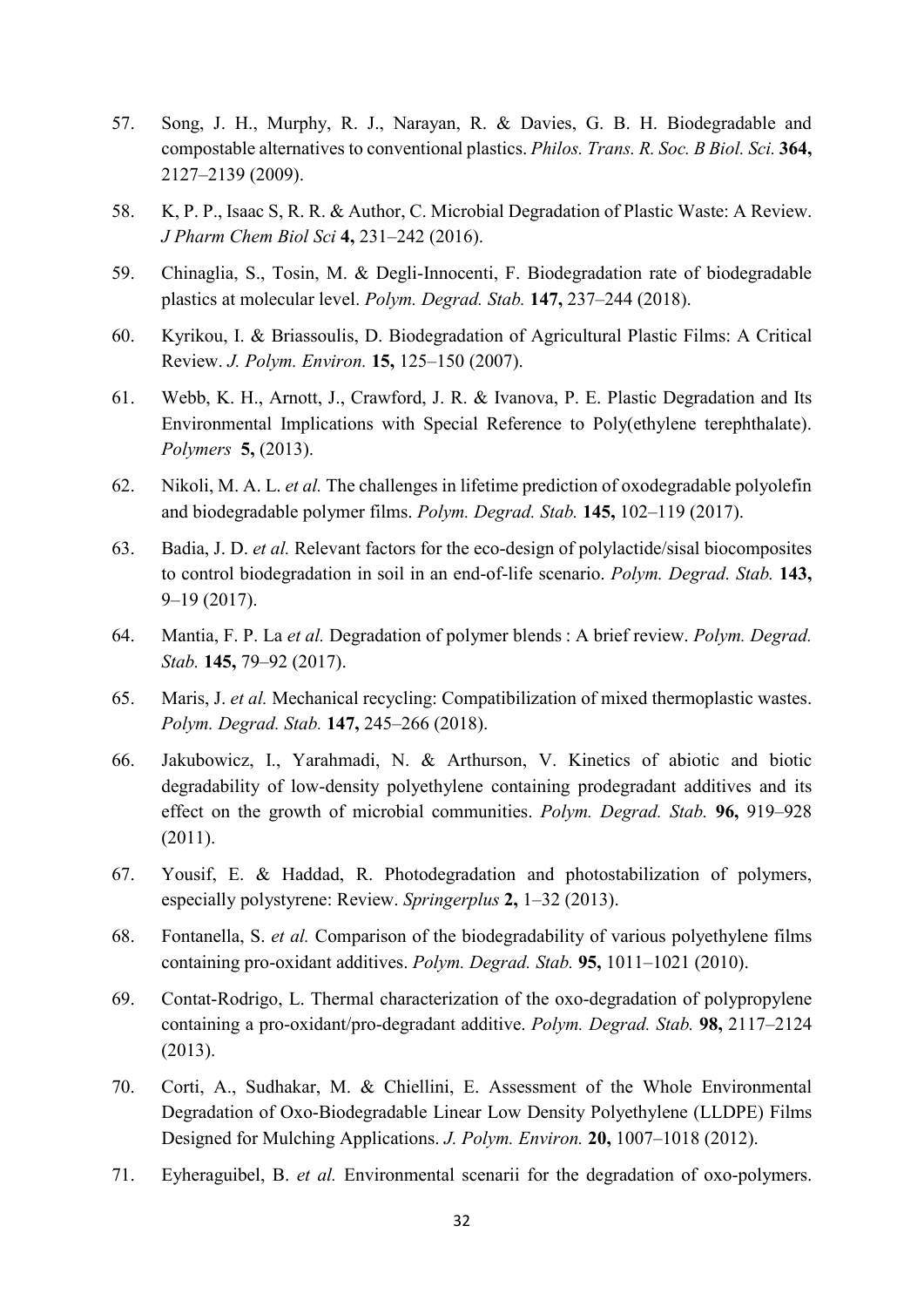57. Song, J. H., Murphy, R. J., Narayan, R. & Davies, G. B. H. Biodegradable and compostable alternatives to conventional plastics. *Philos. Trans. R. Soc. B Biol. Sci.* **364,** 2127–2139 (2009).

58. K, P. P., Isaac S, R. R. & Author, C. Microbial Degradation of Plastic Waste: A Review. *J Pharm Chem Biol Sci* **4,** 231–242 (2016).

59. Chinaglia, S., Tosin, M. & Degli-Innocenti, F. Biodegradation rate of biodegradable plastics at molecular level. *Polym. Degrad. Stab.* **147,** 237–244 (2018).

60. Kyrikou, I. & Briassoulis, D. Biodegradation of Agricultural Plastic Films: A Critical Review. *J. Polym. Environ.* **15,** 125–150 (2007).

61. Webb, K. H., Arnott, J., Crawford, J. R. & Ivanova, P. E. Plastic Degradation and Its Environmental Implications with Special Reference to Poly(ethylene terephthalate). *Polymers* **5,** (2013).

62. Nikoli, M. A. L. *et al.* The challenges in lifetime prediction of oxodegradable polyolefin and biodegradable polymer films. *Polym. Degrad. Stab.* **145,** 102–119 (2017).

63. Badia, J. D. *et al.* Relevant factors for the eco-design of polylactide/sisal biocomposites to control biodegradation in soil in an end-of-life scenario. *Polym. Degrad. Stab.* **143,** 9–19 (2017).

64. Mantia, F. P. La *et al.* Degradation of polymer blends : A brief review. *Polym. Degrad. Stab.* **145,** 79–92 (2017).

65. Maris, J. *et al.* Mechanical recycling: Compatibilization of mixed thermoplastic wastes. *Polym. Degrad. Stab.* **147,** 245–266 (2018).

66. Jakubowicz, I., Yarahmadi, N. & Arthurson, V. Kinetics of abiotic and biotic degradability of low-density polyethylene containing prodegradant additives and its effect on the growth of microbial communities. *Polym. Degrad. Stab.* **96,** 919–928 (2011).

67. Yousif, E. & Haddad, R. Photodegradation and photostabilization of polymers, especially polystyrene: Review. *Springerplus* **2,** 1–32 (2013).

68. Fontanella, S. *et al.* Comparison of the biodegradability of various polyethylene films containing pro-oxidant additives. *Polym. Degrad. Stab.* **95,** 1011–1021 (2010).

69. Contat-Rodrigo, L. Thermal characterization of the oxo-degradation of polypropylene containing a pro-oxidant/pro-degradant additive. *Polym. Degrad. Stab.* **98,** 2117–2124 (2013).

70. Corti, A., Sudhakar, M. & Chiellini, E. Assessment of the Whole Environmental Degradation of Oxo-Biodegradable Linear Low Density Polyethylene (LLDPE) Films Designed for Mulching Applications. *J. Polym. Environ.* **20,** 1007–1018 (2012).

71. Eyheraguibel, B. *et al.* Environmental scenarii for the degradation of oxo-polymers.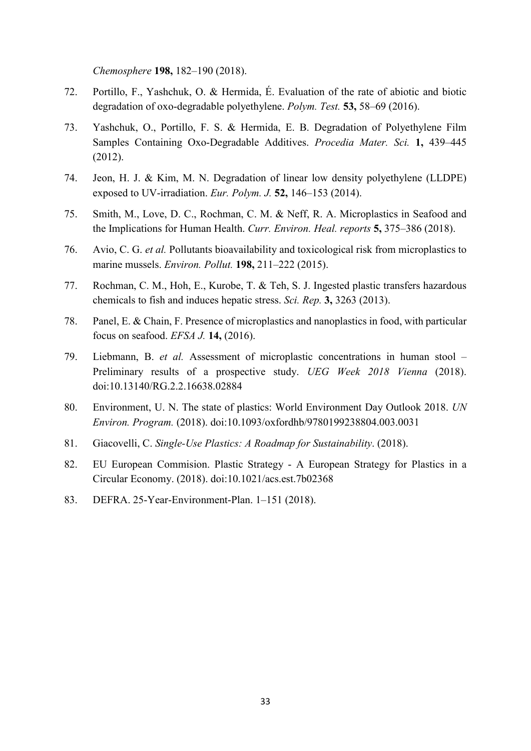*Chemosphere* **198,** 182–190 (2018).

72. Portillo, F., Yashchuk, O. & Hermida, É. Evaluation of the rate of abiotic and biotic degradation of oxo-degradable polyethylene. *Polym. Test.* **53,** 58–69 (2016).

73. Yashchuk, O., Portillo, F. S. & Hermida, E. B. Degradation of Polyethylene Film Samples Containing Oxo-Degradable Additives. *Procedia Mater. Sci.* **1,** 439–445 (2012).

74. Jeon, H. J. & Kim, M. N. Degradation of linear low density polyethylene (LLDPE) exposed to UV-irradiation. *Eur. Polym. J.* **52,** 146–153 (2014).

75. Smith, M., Love, D. C., Rochman, C. M. & Neff, R. A. Microplastics in Seafood and the Implications for Human Health. *Curr. Environ. Heal. reports* **5,** 375–386 (2018).

76. Avio, C. G. *et al.* Pollutants bioavailability and toxicological risk from microplastics to marine mussels. *Environ. Pollut.* **198,** 211–222 (2015).

77. Rochman, C. M., Hoh, E., Kurobe, T. & Teh, S. J. Ingested plastic transfers hazardous chemicals to fish and induces hepatic stress. *Sci. Rep.* **3,** 3263 (2013).

78. Panel, E. & Chain, F. Presence of microplastics and nanoplastics in food, with particular focus on seafood. *EFSA J.* **14,** (2016).

79. Liebmann, B. *et al.* Assessment of microplastic concentrations in human stool – Preliminary results of a prospective study. *UEG Week 2018 Vienna* (2018). doi:10.13140/RG.2.2.16638.02884

80. Environment, U. N. The state of plastics: World Environment Day Outlook 2018. *UN Environ. Program.* (2018). doi:10.1093/oxfordhb/9780199238804.003.0031

81. Giacovelli, C. *Single-Use Plastics: A Roadmap for Sustainability*. (2018).

82. EU European Commision. Plastic Strategy - A European Strategy for Plastics in a Circular Economy. (2018). doi:10.1021/acs.est.7b02368

83. DEFRA. 25-Year-Environment-Plan. 1–151 (2018).